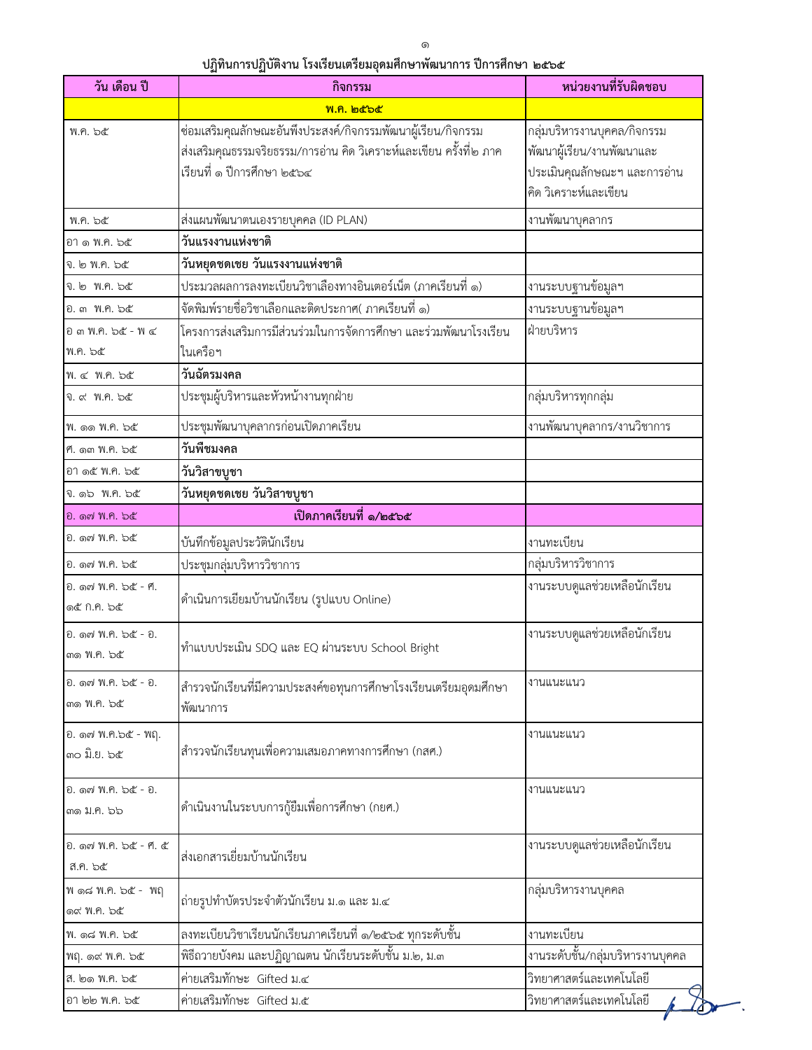# ปฏิทินการปฏิบัติงาน โรงเรียนเตรียมอุดมศึกษาพัฒนาการ ปีการศึกษา ๒๕๖๕

| วัน เดือน ปี | กิจกรรม | หน่วยงานที่รับผิดชอบ |
|---|---|---|
| | **พ.ค. ๒๕๖๕** | |
| พ.ค. ๖๕ | ซ่อมเสริมคุณลักษณะอันพึงประสงค์/กิจกรรมพัฒนาผู้เรียน/กิจกรรมส่งเสริมคุณธรรมจริยธรรม/การอ่าน คิด วิเคราะห์และเขียน ครั้งที่๒ ภาคเรียนที่ ๑ ปีการศึกษา ๒๕๖๔ | กลุ่มบริหารงานบุคคล/กิจกรรมพัฒนาผู้เรียน/งานพัฒนาและประเมินคุณลักษณะฯ และการอ่าน คิด วิเคราะห์และเขียน |
| พ.ค. ๖๕ | ส่งแผนพัฒนาตนเองรายบุคคล (ID PLAN) | งานพัฒนาบุคลากร |
| อา ๑ พ.ค. ๖๕ | **วันแรงงานแห่งชาติ** | |
| จ. ๒ พ.ค. ๖๕ | **วันหยุดชดเชย วันแรงงานแห่งชาติ** | |
| จ. ๒ พ.ค. ๖๕ | ประมวลผลการลงทะเบียนวิชาเลืองทางอินเตอร์เน็ต (ภาคเรียนที่ ๑) | งานระบบฐานข้อมูลฯ |
| อ. ๓ พ.ค. ๖๕ | จัดพิมพ์รายชื่อวิชาเลือกและติดประกาศ( ภาคเรียนที่ ๑) | งานระบบฐานข้อมูลฯ |
| อ ๓ พ.ค. ๖๕ - พ ๔ พ.ค. ๖๕ | โครงการส่งเสริมการมีส่วนร่วมในการจัดการศึกษา และร่วมพัฒนาโรงเรียนในเครือฯ | ฝ่ายบริหาร |
| พ. ๔ พ.ค. ๖๕ | **วันฉัตรมงคล** | |
| จ. ๙ พ.ค. ๖๕ | ประชุมผู้บริหารและหัวหน้างานทุกฝ่าย | กลุ่มบริหารทุกกลุ่ม |
| พ. ๑๑ พ.ค. ๖๕ | ประชุมพัฒนาบุคลากรก่อนเปิดภาคเรียน | งานพัฒนาบุคลากร/งานวิชาการ |
| ศ. ๑๓ พ.ค. ๖๕ | **วันพืชมงคล** | |
| อา ๑๕ พ.ค. ๖๕ | **วันวิสาขบูชา** | |
| จ. ๑๖ พ.ค. ๖๕ | **วันหยุดชดเชย วันวิสาขบูชา** | |
| อ. ๑๗ พ.ค. ๖๕ | **เปิดภาคเรียนที่ ๑/๒๕๖๕** | |
| อ. ๑๗ พ.ค. ๖๕ | บันทึกข้อมูลประวัตินักเรียน | งานทะเบียน |
| อ. ๑๗ พ.ค. ๖๕ | ประชุมกลุ่มบริหารวิชาการ | กลุ่มบริหารวิชาการ |
| อ. ๑๗ พ.ค. ๖๕ - ศ. ๑๕ ก.ค. ๖๕ | ดำเนินการเยียมบ้านนักเรียน (รูปแบบ Online) | งานระบบดูแลช่วยเหลือนักเรียน |
| อ. ๑๗ พ.ค. ๖๕ - อ. ๓๑ พ.ค. ๖๕ | ทำแบบประเมิน SDQ และ EQ ผ่านระบบ School Bright | งานระบบดูแลช่วยเหลือนักเรียน |
| อ. ๑๗ พ.ค. ๖๕ - อ. ๓๑ พ.ค. ๖๕ | สำรวจนักเรียนที่มีความประสงค์ขอทุนการศึกษาโรงเรียนเตรียมอุดมศึกษาพัฒนาการ | งานแนะแนว |
| อ. ๑๗ พ.ค.๖๕ - พฤ. ๓๐ มิ.ย. ๖๕ | สำรวจนักเรียนทุนเพื่อความเสมอภาคทางการศึกษา (กสศ.) | งานแนะแนว |
| อ. ๑๗ พ.ค. ๖๕ - อ. ๓๑ ม.ค. ๖๖ | ดำเนินงานในระบบการกู้ยืมเพื่อการศึกษา (กยศ.) | งานแนะแนว |
| อ. ๑๗ พ.ค. ๖๕ - ศ. ๕ ส.ค. ๖๕ | ส่งเอกสารเยี่ยมบ้านนักเรียน | งานระบบดูแลช่วยเหลือนักเรียน |
| พ ๑๘ พ.ค. ๖๕ - พฤ ๑๙ พ.ค. ๖๕ | ถ่ายรูปทำบัตรประจำตัวนักเรียน ม.๑ และ ม.๔ | กลุ่มบริหารงานบุคคล |
| พ. ๑๘ พ.ค. ๖๕ | ลงทะเบียนวิชาเรียนนักเรียนภาคเรียนที่ ๑/๒๕๖๕ ทุกระดับชั้น | งานทะเบียน |
| พฤ. ๑๙ พ.ค. ๖๕ | พิธีถวายบังคม และปฏิญาณตน นักเรียนระดับชั้น ม.๒, ม.๓ | งานระดับชั้น/กลุ่มบริหารงานบุคคล |
| ส. ๒๑ พ.ค. ๖๕ | ค่ายเสริมทักษะ Gifted ม.๔ | วิทยาศาสตร์และเทคโนโลยี |
| อา ๒๒ พ.ค. ๖๕ | ค่ายเสริมทักษะ Gifted ม.๕ | วิทยาศาสตร์และเทคโนโลยี |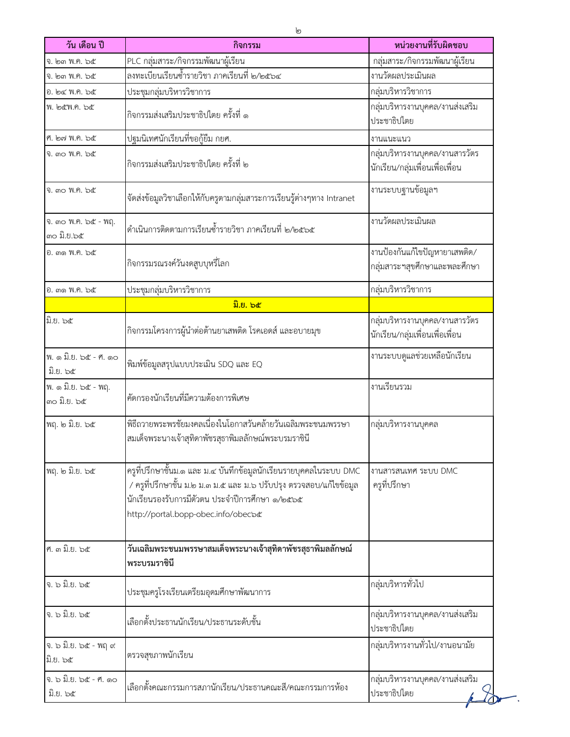| วัน เดือน ปี | กิจกรรม | หน่วยงานที่รับผิดชอบ |
| --- | --- | --- |
| จ. ๒๓ พ.ค. ๖๕ | PLC กลุ่มสาระ/กิจกรรมพัฒนาผู้เรียน | กลุ่มสาระ/กิจกรรมพัฒนาผู้เรียน |
| จ. ๒๓ พ.ค. ๖๕ | ลงทะเบียนเรียนซ้ำรายวิชา ภาคเรียนที่ ๒/๒๕๖๔ | งานวัดผลประเมินผล |
| อ. ๒๔ พ.ค. ๖๕ | ประชุมกลุ่มบริหารวิชาการ | กลุ่มบริหารวิชาการ |
| พ. ๒๕พ.ค. ๖๕ | กิจกรรมส่งเสริมประชาธิปไตย ครั้งที่ ๑ | กลุ่มบริหารงานบุคคล/งานส่งเสริมประชาธิปไตย |
| ศ. ๒๗ พ.ค. ๖๕ | ปฐมนิเทศนักเรียนที่ขอกู้ยืม กยศ. | งานแนะแนว |
| จ. ๓๐ พ.ค. ๖๕ | กิจกรรมส่งเสริมประชาธิปไตย ครั้งที่ ๒ | กลุ่มบริหารงานบุคคล/งานสารวัตรนักเรียน/กลุ่มเพื่อนเพื่อเพื่อน |
| จ. ๓๐ พ.ค. ๖๕ | จัดส่งข้อมูลวิชาเลือกให้กับครูตามกลุ่มสาระการเรียนรู้ต่างๆทาง Intranet | งานระบบฐานข้อมูลฯ |
| จ. ๓๐ พ.ค. ๖๕ - พฤ. ๓๐ มิ.ย.๖๕ | ดำเนินการติดตามการเรียนซ้ำรายวิชา ภาคเรียนที่ ๒/๒๕๖๕ | งานวัดผลประเมินผล |
| อ. ๓๑ พ.ค. ๖๕ | กิจกรรมรณรงค์วันงดสูบบุหรี่โลก | งานป้องกันแก้ไขปัญหายาเสพติด/กลุ่มสาระฯสุขศึกษาและพลศึกษา |
| อ. ๓๑ พ.ค. ๖๕ | ประชุมกลุ่มบริหารวิชาการ | กลุ่มบริหารวิชาการ |
| | **มิ.ย. ๖๕** | |
| มิ.ย. ๖๕ | กิจกรรมโครงการผู้นำต่อต้านยาเสพติด โรคเอดส์ และอบายมุข | กลุ่มบริหารงานบุคคล/งานสารวัตรนักเรียน/กลุ่มเพื่อนเพื่อเพื่อน |
| พ. ๑ มิ.ย. ๖๕ - ศ. ๑๐ มิ.ย. ๖๕ | พิมพ์ข้อมูลสรุปแบบประเมิน SDQ และ EQ | งานระบบดูแลช่วยเหลือนักเรียน |
| พ. ๑ มิ.ย. ๖๕ - พฤ. ๓๐ มิ.ย. ๖๕ | คัดกรองนักเรียนที่มีความต้องการพิเศษ | งานเรียนรวม |
| พฤ. ๒ มิ.ย. ๖๕ | พิธีถวายพระพรชัยมงคลเนื่องในโอกาสวันคล้ายวันเฉลิมพระชนมพรรษา สมเด็จพระนางเจ้าสุทิดาพัชรสุธาพิมลลักษณ์พระบรมราชินี | กลุ่มบริหารงานบุคคล |
| พฤ. ๒ มิ.ย. ๖๕ | ครูที่ปรึกษาชั้นม.๑ และ ม.๔ บันทึกข้อมูลนักเรียนรายบุคคลในระบบ DMC / ครูที่ปรึกษาชั้น ม.๒ ม.๓ ม.๕ และ ม.๖ ปรับปรุง ตรวจสอบ/แก้ไขข้อมูลนักเรียนรองรับการมีตัวตน ประจำปีการศึกษา ๑/๒๕๖๕ http://portal.bopp-obec.info/obec๖๕ | งานสารสนเทศ ระบบ DMC ครูที่ปรึกษา |
| ศ. ๓ มิ.ย. ๖๕ | **วันเฉลิมพระชนมพรรษาสมเด็จพระนางเจ้าสุทิดาพัชรสุธาพิมลลักษณ์พระบรมราชินี** | |
| จ. ๖ มิ.ย. ๖๕ | ประชุมครูโรงเรียนเตรียมอุดมศึกษาพัฒนาการ | กลุ่มบริหารทั่วไป |
| จ. ๖ มิ.ย. ๖๕ | เลือกตั้งประธานนักเรียน/ประธานระดับชั้น | กลุ่มบริหารงานบุคคล/งานส่งเสริมประชาธิปไตย |
| จ. ๖ มิ.ย. ๖๕ - พฤ ๙ มิ.ย. ๖๕ | ตรวจสุขภาพนักเรียน | กลุ่มบริหารงานทั่วไป/งานอนามัย |
| จ. ๖ มิ.ย. ๖๕ - ศ. ๑๐ มิ.ย. ๖๕ | เลือกตั้งคณะกรรมการสภานักเรียน/ประธานคณะสี/คณะกรรมการห้อง | กลุ่มบริหารงานบุคคล/งานส่งเสริมประชาธิปไตย |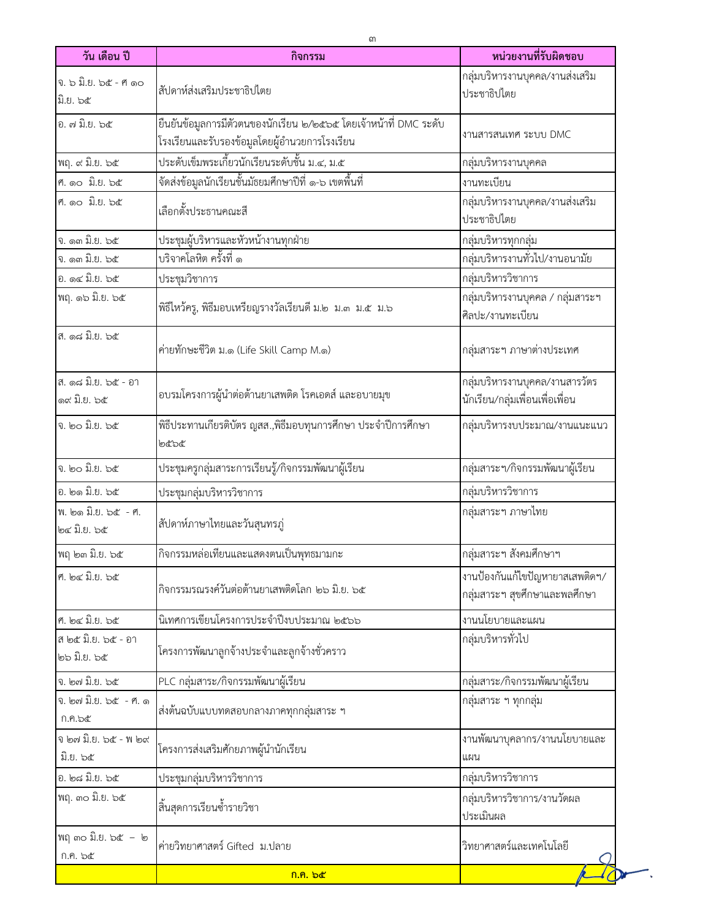| วัน เดือน ปี | กิจกรรม | หน่วยงานที่รับผิดชอบ |
|---|---|---|
| จ. ๖ มิ.ย. ๖๕ - ศ ๑๐ มิ.ย. ๖๕ | สัปดาห์ส่งเสริมประชาธิปไตย | กลุ่มบริหารงานบุคคล/งานส่งเสริมประชาธิปไตย |
| อ. ๗ มิ.ย. ๖๕ | ยืนยันข้อมูลการมีตัวตนของนักเรียน ๒/๒๕๖๕ โดยเจ้าหน้าที่ DMC ระดับโรงเรียนและรับรองข้อมูลโดยผู้อำนวยการโรงเรียน | งานสารสนเทศ ระบบ DMC |
| พฤ. ๙ มิ.ย. ๖๕ | ประดับเข็มพระเกี้ยวนักเรียนระดับชั้น ม.๔, ม.๕ | กลุ่มบริหารงานบุคคล |
| ศ. ๑๐ มิ.ย. ๖๕ | จัดส่งข้อมูลนักเรียนชั้นมัธยมศึกษาปีที่ ๑-๖ เขตพื้นที่ | งานทะเบียน |
| ศ. ๑๐ มิ.ย. ๖๕ | เลือกตั้งประธานคณะสี | กลุ่มบริหารงานบุคคล/งานส่งเสริมประชาธิปไตย |
| จ. ๑๓ มิ.ย. ๖๕ | ประชุมผู้บริหารและหัวหน้างานทุกฝ่าย | กลุ่มบริหารทุกกลุ่ม |
| จ. ๑๓ มิ.ย. ๖๕ | บริจาคโลหิต ครั้งที่ ๑ | กลุ่มบริหารงานทั่วไป/งานอนามัย |
| อ. ๑๔ มิ.ย. ๖๕ | ประชุมวิชาการ | กลุ่มบริหารวิชาการ |
| พฤ. ๑๖ มิ.ย. ๖๕ | พิธีไหว้ครู, พิธีมอบเหรียญรางวัลเรียนดี ม.๒ ม.๓ ม.๕ ม.๖ | กลุ่มบริหารงานบุคคล / กลุ่มสาระฯ ศิลปะ/งานทะเบียน |
| ส. ๑๘ มิ.ย. ๖๕ | ค่ายทักษะชีวิต ม.๑ (Life Skill Camp M.๑) | กลุ่มสาระฯ ภาษาต่างประเทศ |
| ส. ๑๘ มิ.ย. ๖๕ - อา ๑๙ มิ.ย. ๖๕ | อบรมโครงการผู้นำต่อต้านยาเสพติด โรคเอดส์ และอบายมุข | กลุ่มบริหารงานบุคคล/งานสารวัตรนักเรียน/กลุ่มเพื่อนเพื่อเพื่อน |
| จ. ๒๐ มิ.ย. ๖๕ | พิธีประทานเกียรติบัตร ญสส.,พิธีมอบทุนการศึกษา ประจำปีการศึกษา ๒๕๖๕ | กลุ่มบริหารงบประมาณ/งานแนะแนว |
| จ. ๒๐ มิ.ย. ๖๕ | ประชุมครูกลุ่มสาระการเรียนรู้/กิจกรรมพัฒนาผู้เรียน | กลุ่มสาระฯ/กิจกรรมพัฒนาผู้เรียน |
| อ. ๒๑ มิ.ย. ๖๕ | ประชุมกลุ่มบริหารวิชาการ | กลุ่มบริหารวิชาการ |
| พ. ๒๑ มิ.ย. ๖๕ - ศ. ๒๔ มิ.ย. ๖๕ | สัปดาห์ภาษาไทยและวันสุนทรภู่ | กลุ่มสาระฯ ภาษาไทย |
| พฤ ๒๓ มิ.ย. ๖๕ | กิจกรรมหล่อเทียนและแสดงตนเป็นพุทธมามกะ | กลุ่มสาระฯ สังคมศึกษาฯ |
| ศ. ๒๔ มิ.ย. ๖๕ | กิจกรรมรณรงค์วันต่อต้านยาเสพติดโลก ๒๖ มิ.ย. ๖๕ | งานป้องกันแก้ไขปัญหายาสเพติดฯ/กลุ่มสาระฯ สุขศึกษาและพลศึกษา |
| ศ. ๒๔ มิ.ย. ๖๕ | นิเทศการเขียนโครงการประจำปีงบประมาณ ๒๕๖๖ | งานนโยบายและแผน |
| ส ๒๕ มิ.ย. ๖๕ - อา ๒๖ มิ.ย. ๖๕ | โครงการพัฒนาลูกจ้างประจำและลูกจ้างชั่วคราว | กลุ่มบริหารทั่วไป |
| จ. ๒๗ มิ.ย. ๖๕ | PLC กลุ่มสาระ/กิจกรรมพัฒนาผู้เรียน | กลุ่มสาระ/กิจกรรมพัฒนาผู้เรียน |
| จ. ๒๗ มิ.ย. ๖๕ - ศ. ๑ ก.ค.๖๕ | ส่งต้นฉบับแบบทดสอบกลางภาคทุกกลุ่มสาระ ฯ | กลุ่มสาระ ฯ ทุกกลุ่ม |
| จ ๒๗ มิ.ย. ๖๕ - พ ๒๙ มิ.ย. ๖๕ | โครงการส่งเสริมศักยภาพผู้นำนักเรียน | งานพัฒนาบุคลากร/งานนโยบายและแผน |
| อ. ๒๘ มิ.ย. ๖๕ | ประชุมกลุ่มบริหารวิชาการ | กลุ่มบริหารวิชาการ |
| พฤ. ๓๐ มิ.ย. ๖๕ | สิ้นสุดการเรียนซ้ำรายวิชา | กลุ่มบริหารวิชาการ/งานวัดผลประเมินผล |
| พฤ ๓๐ มิ.ย. ๖๕ – ๒ ก.ค. ๖๕ | ค่ายวิทยาศาสตร์ Gifted ม.ปลาย | วิทยาศาสตร์และเทคโนโลยี |
| | **ก.ค. ๖๕** | |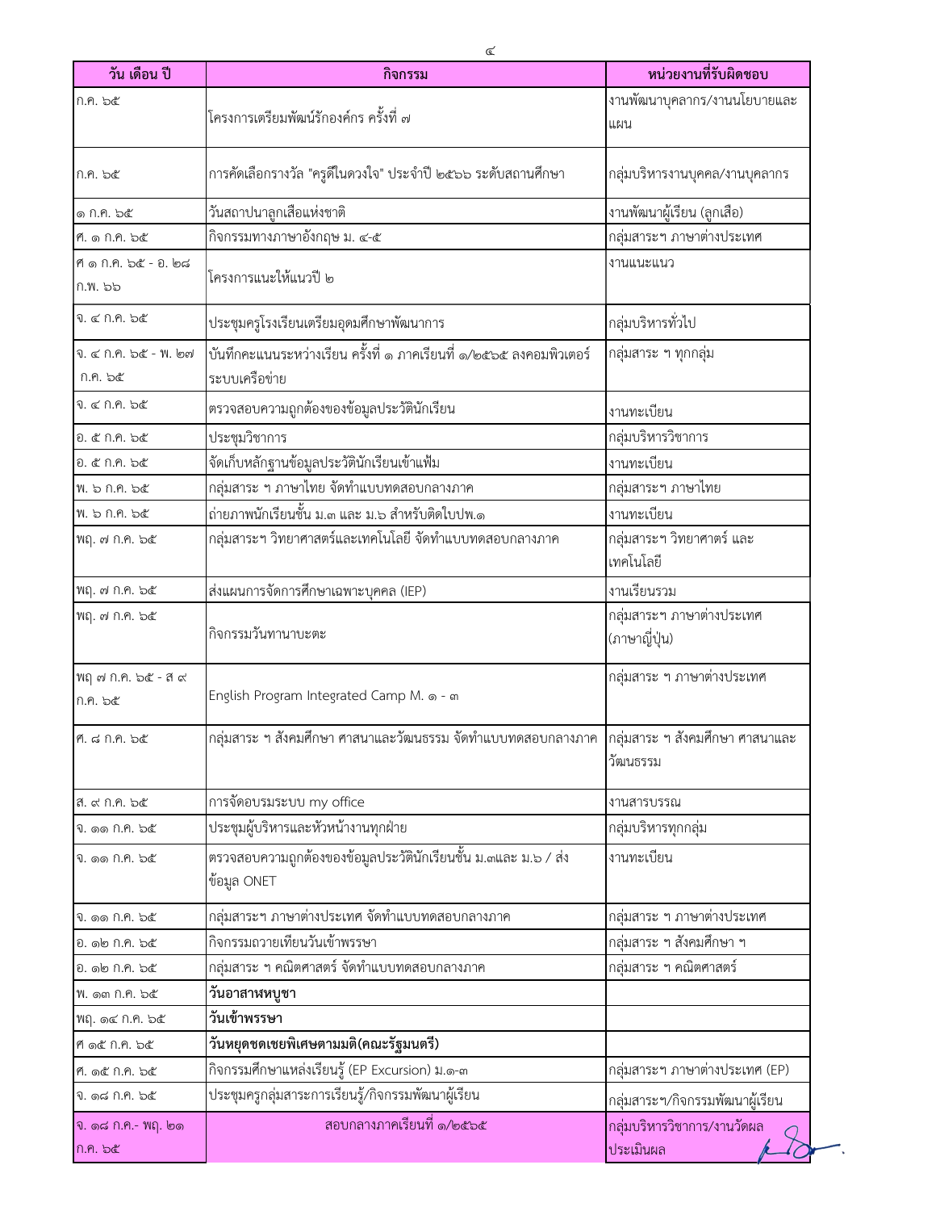| วัน เดือน ปี | กิจกรรม | หน่วยงานที่รับผิดชอบ |
|---|---|---|
| ก.ค. ๖๕ | โครงการเตรียมพัฒน์รักองค์กร ครั้งที่ ๗ | งานพัฒนาบุคลากร/งานนโยบายและแผน |
| ก.ค. ๖๕ | การคัดเลือกรางวัล "ครูดีในดวงใจ" ประจำปี ๒๕๖๖ ระดับสถานศึกษา | กลุ่มบริหารงานบุคคล/งานบุคลากร |
| ๑ ก.ค. ๖๕ | วันสถาปนาลูกเสือแห่งชาติ | งานพัฒนาผู้เรียน (ลูกเสือ) |
| ศ. ๑ ก.ค. ๖๕ | กิจกรรมทางภาษาอังกฤษ ม. ๔-๕ | กลุ่มสาระฯ ภาษาต่างประเทศ |
| ศ ๑ ก.ค. ๖๕ - อ. ๒๘ ก.พ. ๖๖ | โครงการแนะให้แนวปี ๒ | งานแนะแนว |
| จ. ๔ ก.ค. ๖๕ | ประชุมครูโรงเรียนเตรียมอุดมศึกษาพัฒนาการ | กลุ่มบริหารทั่วไป |
| จ. ๔ ก.ค. ๖๕ - พ. ๒๗ ก.ค. ๖๕ | บันทึกคะแนนระหว่างเรียน ครั้งที่ ๑ ภาคเรียนที่ ๑/๒๕๖๕ ลงคอมพิวเตอร์ระบบเครือข่าย | กลุ่มสาระ ฯ ทุกกลุ่ม |
| จ. ๔ ก.ค. ๖๕ | ตรวจสอบความถูกต้องของข้อมูลประวัตินักเรียน | งานทะเบียน |
| อ. ๕ ก.ค. ๖๕ | ประชุมวิชาการ | กลุ่มบริหารวิชาการ |
| อ. ๕ ก.ค. ๖๕ | จัดเก็บหลักฐานข้อมูลประวัตินักเรียนเข้าแฟ้ม | งานทะเบียน |
| พ. ๖ ก.ค. ๖๕ | กลุ่มสาระ ฯ ภาษาไทย จัดทำแบบทดสอบกลางภาค | กลุ่มสาระฯ ภาษาไทย |
| พ. ๖ ก.ค. ๖๕ | ถ่ายภาพนักเรียนชั้น ม.๓ และ ม.๖ สำหรับติดใบปพ.๑ | งานทะเบียน |
| พฤ. ๗ ก.ค. ๖๕ | กลุ่มสาระฯ วิทยาศาสตร์และเทคโนโลยี จัดทำแบบทดสอบกลางภาค | กลุ่มสาระฯ วิทยาศาตร์ และเทคโนโลยี |
| พฤ. ๗ ก.ค. ๖๕ | ส่งแผนการจัดการศึกษาเฉพาะบุคคล (IEP) | งานเรียนรวม |
| พฤ. ๗ ก.ค. ๖๕ | กิจกรรมวันทานาบะตะ | กลุ่มสาระฯ ภาษาต่างประเทศ (ภาษาญี่ปุ่น) |
| พฤ ๗ ก.ค. ๖๕ - ส ๙ ก.ค. ๖๕ | English Program Integrated Camp M. ๑ - ๓ | กลุ่มสาระ ฯ ภาษาต่างประเทศ |
| ศ. ๘ ก.ค. ๖๕ | กลุ่มสาระ ฯ สังคมศึกษา ศาสนาและวัฒนธรรม จัดทำแบบทดสอบกลางภาค | กลุ่มสาระ ฯ สังคมศึกษา ศาสนาและวัฒนธรรม |
| ส. ๙ ก.ค. ๖๕ | การจัดอบรมระบบ my office | งานสารบรรณ |
| จ. ๑๑ ก.ค. ๖๕ | ประชุมผู้บริหารและหัวหน้างานทุกฝ่าย | กลุ่มบริหารทุกกลุ่ม |
| จ. ๑๑ ก.ค. ๖๕ | ตรวจสอบความถูกต้องของข้อมูลประวัตินักเรียนชั้น ม.๓และ ม.๖ / ส่งข้อมูล ONET | งานทะเบียน |
| จ. ๑๑ ก.ค. ๖๕ | กลุ่มสาระฯ ภาษาต่างประเทศ จัดทำแบบทดสอบกลางภาค | กลุ่มสาระ ฯ ภาษาต่างประเทศ |
| อ. ๑๒ ก.ค. ๖๕ | กิจกรรมถวายเทียนวันเข้าพรรษา | กลุ่มสาระ ฯ สังคมศึกษา ฯ |
| อ. ๑๒ ก.ค. ๖๕ | กลุ่มสาระ ฯ คณิตศาสตร์ จัดทำแบบทดสอบกลางภาค | กลุ่มสาระ ฯ คณิตศาสตร์ |
| พ. ๑๓ ก.ค. ๖๕ | **วันอาสาฬหบูชา** | |
| พฤ. ๑๔ ก.ค. ๖๕ | **วันเข้าพรรษา** | |
| ศ ๑๕ ก.ค. ๖๕ | **วันหยุดชดเชยพิเศษตามมติ(คณะรัฐมนตรี)** | |
| ศ. ๑๕ ก.ค. ๖๕ | กิจกรรมศึกษาแหล่งเรียนรู้ (EP Excursion) ม.๑-๓ | กลุ่มสาระฯ ภาษาต่างประเทศ (EP) |
| จ. ๑๘ ก.ค. ๖๕ | ประชุมครูกลุ่มสาระการเรียนรู้/กิจกรรมพัฒนาผู้เรียน | กลุ่มสาระฯ/กิจกรรมพัฒนาผู้เรียน |
| จ. ๑๘ ก.ค.- พฤ. ๒๑ ก.ค. ๖๕ | สอบกลางภาคเรียนที่ ๑/๒๕๖๕ | กลุ่มบริหารวิชาการ/งานวัดผลประเมินผล |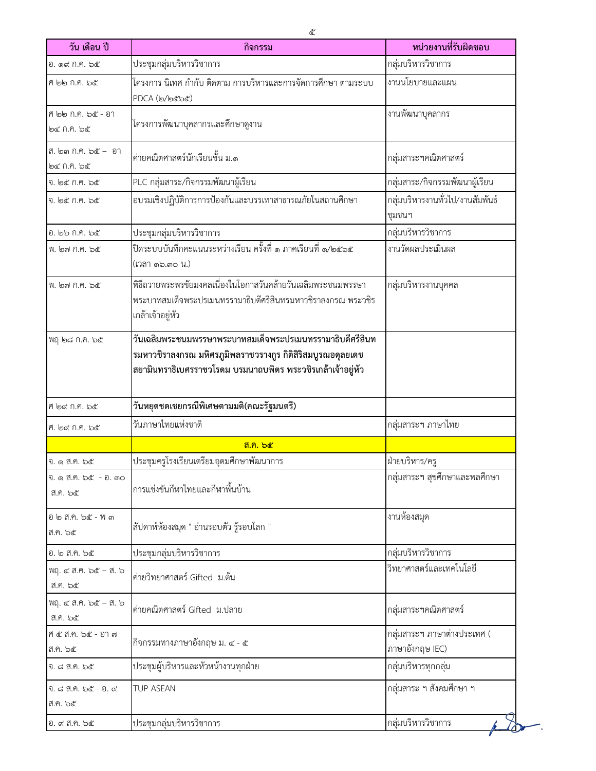| วัน เดือน ปี | กิจกรรม | หน่วยงานที่รับผิดชอบ |
|---|---|---|
| อ. ๑๙ ก.ค. ๖๕ | ประชุมกลุ่มบริหารวิชาการ | กลุ่มบริหารวิชาการ |
| ศ ๒๒ ก.ค. ๖๕ | โครงการ นิเทศ กำกับ ติดตาม การบริหารและการจัดการศึกษา ตามระบบ PDCA (๒/๒๕๖๕) | งานนโยบายและแผน |
| ศ ๒๒ ก.ค. ๖๕ - อา ๒๔ ก.ค. ๖๕ | โครงการพัฒนาบุคลากรและศึกษาดูงาน | งานพัฒนาบุคลากร |
| ส. ๒๓ ก.ค. ๖๕ – อา ๒๔ ก.ค. ๖๕ | ค่ายคณิตศาสตร์นักเรียนชั้น ม.๑ | กลุ่มสาระฯคณิตศาสตร์ |
| จ. ๒๕ ก.ค. ๖๕ | PLC กลุ่มสาระ/กิจกรรมพัฒนาผู้เรียน | กลุ่มสาระ/กิจกรรมพัฒนาผู้เรียน |
| จ. ๒๕ ก.ค. ๖๕ | อบรมเชิงปฏิบัติการการป้องกันและบรรเทาสาธารณภัยในสถานศึกษา | กลุ่มบริหารงานทั่วไป/งานสัมพันธ์ชุมชนฯ |
| อ. ๒๖ ก.ค. ๖๕ | ประชุมกลุ่มบริหารวิชาการ | กลุ่มบริหารวิชาการ |
| พ. ๒๗ ก.ค. ๖๕ | ปิดระบบบันทึกคะแนนระหว่างเรียน ครั้งที่ ๑ ภาคเรียนที่ ๑/๒๕๖๕ (เวลา ๑๖.๓๐ น.) | งานวัดผลประเมินผล |
| พ. ๒๗ ก.ค. ๖๕ | พิธีถวายพระพรชัยมงคลเนื่องในโอกาสวันคล้ายวันเฉลิมพระชนมพรรษา พระบาทสมเด็จพระปรเมนทรรามาธิบดีศรีสินทรมหาวชิราลงกรณ พระวชิรเกล้าเจ้าอยู่หัว | กลุ่มบริหารงานบุคคล |
| พฤ ๒๘ ก.ค. ๖๕ | **วันเฉลิมพระชนมพรรษาพระบาทสมเด็จพระปรเมนทรรามาธิบดีศรีสินทรมหาวชิราลงกรณ มหิศรภูมิพลราชวรางกูร กิติสิริสมบูรณอดุลยเดช สยามินทราธิเบศรราชวโรดม บรมนาถบพิตร พระวชิรเกล้าเจ้าอยู่หัว** | |
| ศ ๒๙ ก.ค. ๖๕ | **วันหยุดชดเชยกรณีพิเศษตามมติ(คณะรัฐมนตรี)** | |
| ศ. ๒๙ ก.ค. ๖๕ | วันภาษาไทยแห่งชาติ | กลุ่มสาระฯ ภาษาไทย |
| | **ส.ค. ๖๕** | |
| จ. ๑ ส.ค. ๖๕ | ประชุมครูโรงเรียนเตรียมอุดมศึกษาพัฒนาการ | ฝ่ายบริหาร/ครู |
| จ. ๑ ส.ค. ๖๕ - อ. ๓๐ ส.ค. ๖๕ | การแข่งขันกีฬาไทยและกีฬาพื้นบ้าน | กลุ่มสาระฯ สุขศึกษาและพลศึกษา |
| อ ๒ ส.ค. ๖๕ - พ ๓ ส.ค. ๖๕ | สัปดาห์ห้องสมุด " อ่านรอบตัว รู้รอบโลก " | งานห้องสมุด |
| อ. ๒ ส.ค. ๖๕ | ประชุมกลุ่มบริหารวิชาการ | กลุ่มบริหารวิชาการ |
| พฤ. ๔ ส.ค. ๖๕ – ส. ๖ ส.ค. ๖๕ | ค่ายวิทยาศาสตร์ Gifted ม.ต้น | วิทยาศาสตร์และเทคโนโลยี |
| พฤ. ๔ ส.ค. ๖๕ – ส. ๖ ส.ค. ๖๕ | ค่ายคณิตศาสตร์ Gifted ม.ปลาย | กลุ่มสาระฯคณิตศาสตร์ |
| ศ ๕ ส.ค. ๖๕ - อา ๗ ส.ค. ๖๕ | กิจกรรมทางภาษาอังกฤษ ม. ๔ - ๕ | กลุ่มสาระฯ ภาษาต่างประเทศ ( ภาษาอังกฤษ IEC) |
| จ. ๘ ส.ค. ๖๕ | ประชุมผู้บริหารและหัวหน้างานทุกฝ่าย | กลุ่มบริหารทุกกลุ่ม |
| จ. ๘ ส.ค. ๖๕ - อ. ๙ ส.ค. ๖๕ | TUP ASEAN | กลุ่มสาระ ฯ สังคมศึกษา ฯ |
| อ. ๙ ส.ค. ๖๕ | ประชุมกลุ่มบริหารวิชาการ | กลุ่มบริหารวิชาการ |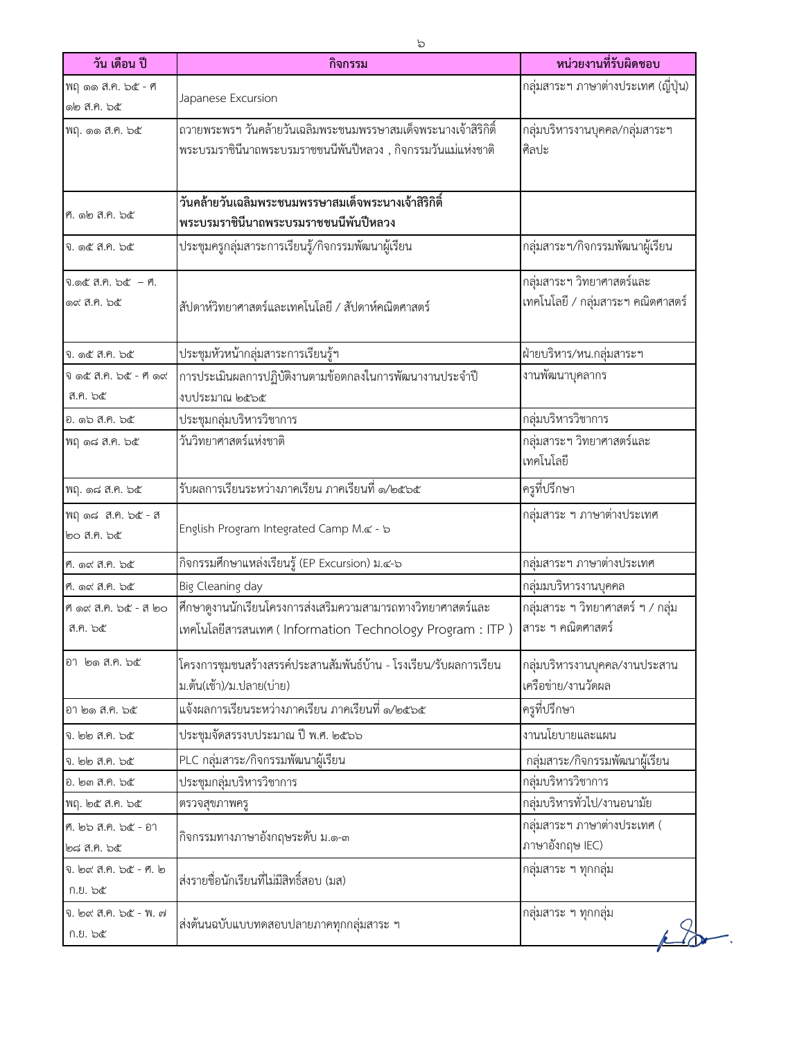| วัน เดือน ปี | กิจกรรม | หน่วยงานที่รับผิดชอบ |
|---|---|---|
| พฤ ๑๑ ส.ค. ๖๕ - ศ ๑๒ ส.ค. ๖๕ | Japanese Excursion | กลุ่มสาระฯ ภาษาต่างประเทศ (ญี่ปุ่น) |
| พฤ. ๑๑ ส.ค. ๖๕ | ถวายพระพรฯ วันคล้ายวันเฉลิมพระชนมพรรษาสมเด็จพระนางเจ้าสิริกิติ์ พระบรมราชินีนาถพระบรมราชชนนีพันปีหลวง , กิจกรรมวันแม่แห่งชาติ | กลุ่มบริหารงานบุคคล/กลุ่มสาระฯ ศิลปะ |
| ศ. ๑๒ ส.ค. ๖๕ | **วันคล้ายวันเฉลิมพระชนมพรรษาสมเด็จพระนางเจ้าสิริกิติ์ พระบรมราชินีนาถพระบรมราชชนนีพันปีหลวง** | |
| จ. ๑๕ ส.ค. ๖๕ | ประชุมครูกลุ่มสาระการเรียนรู้/กิจกรรมพัฒนาผู้เรียน | กลุ่มสาระฯ/กิจกรรมพัฒนาผู้เรียน |
| จ.๑๕ ส.ค. ๖๕ – ศ. ๑๙ ส.ค. ๖๕ | สัปดาห์วิทยาศาสตร์และเทคโนโลยี / สัปดาห์คณิตศาสตร์ | กลุ่มสาระฯ วิทยาศาสตร์และเทคโนโลยี / กลุ่มสาระฯ คณิตศาสตร์ |
| จ. ๑๕ ส.ค. ๖๕ | ประชุมหัวหน้ากลุ่มสาระการเรียนรู้ฯ | ฝ่ายบริหาร/หน.กลุ่มสาระฯ |
| จ ๑๕ ส.ค. ๖๕ - ศ ๑๙ ส.ค. ๖๕ | การประเมินผลการปฏิบัติงานตามข้อตกลงในการพัฒนางานประจำปี งบประมาณ ๒๕๖๕ | งานพัฒนาบุคลากร |
| อ. ๑๖ ส.ค. ๖๕ | ประชุมกลุ่มบริหารวิชาการ | กลุ่มบริหารวิชาการ |
| พฤ ๑๘ ส.ค. ๖๕ | วันวิทยาศาสตร์แห่งชาติ | กลุ่มสาระฯ วิทยาศาสตร์และเทคโนโลยี |
| พฤ. ๑๘ ส.ค. ๖๕ | รับผลการเรียนระหว่างภาคเรียน ภาคเรียนที่ ๑/๒๕๖๕ | ครูที่ปรึกษา |
| พฤ ๑๘ ส.ค. ๖๕ - ส ๒๐ ส.ค. ๖๕ | English Program Integrated Camp M.๔ - ๖ | กลุ่มสาระ ฯ ภาษาต่างประเทศ |
| ศ. ๑๙ ส.ค. ๖๕ | กิจกรรมศึกษาแหล่งเรียนรู้ (EP Excursion) ม.๔-๖ | กลุ่มสาระฯ ภาษาต่างประเทศ |
| ศ. ๑๙ ส.ค. ๖๕ | Big Cleaning day | กลุ่มมบริหารงานบุคคล |
| ศ ๑๙ ส.ค. ๖๕ - ส ๒๐ ส.ค. ๖๕ | ศึกษาดูงานนักเรียนโครงการส่งเสริมความสามารถทางวิทยาศาสตร์และเทคโนโลยีสารสนเทศ ( Information Technology Program : ITP ) | กลุ่มสาระ ฯ วิทยาศาสตร์ ฯ / กลุ่มสาระ ฯ คณิตศาสตร์ |
| อา ๒๑ ส.ค. ๖๕ | โครงการชุมชนสร้างสรรค์ประสานสัมพันธ์บ้าน - โรงเรียน/รับผลการเรียน ม.ต้น(เช้า)/ม.ปลาย(บ่าย) | กลุ่มบริหารงานบุคคล/งานประสานเครือข่าย/งานวัดผล |
| อา ๒๑ ส.ค. ๖๕ | แจ้งผลการเรียนระหว่างภาคเรียน ภาคเรียนที่ ๑/๒๕๖๕ | ครูที่ปรึกษา |
| จ. ๒๒ ส.ค. ๖๕ | ประชุมจัดสรรงบประมาณ ปี พ.ศ. ๒๕๖๖ | งานนโยบายและแผน |
| จ. ๒๒ ส.ค. ๖๕ | PLC กลุ่มสาระ/กิจกรรมพัฒนาผู้เรียน | กลุ่มสาระ/กิจกรรมพัฒนาผู้เรียน |
| อ. ๒๓ ส.ค. ๖๕ | ประชุมกลุ่มบริหารวิชาการ | กลุ่มบริหารวิชาการ |
| พฤ. ๒๕ ส.ค. ๖๕ | ตรวจสุขภาพครู | กลุ่มบริหารทั่วไป/งานอนามัย |
| ศ. ๒๖ ส.ค. ๖๕ - อา ๒๘ ส.ค. ๖๕ | กิจกรรมทางภาษาอังกฤษระดับ ม.๑-๓ | กลุ่มสาระฯ ภาษาต่างประเทศ ( ภาษาอังกฤษ IEC) |
| จ. ๒๙ ส.ค. ๖๕ - ศ. ๒ ก.ย. ๖๕ | ส่งรายชื่อนักเรียนที่ไม่มีสิทธิ์สอบ (มส) | กลุ่มสาระ ฯ ทุกกลุ่ม |
| จ. ๒๙ ส.ค. ๖๕ - พ. ๗ ก.ย. ๖๕ | ส่งต้นฉบับแบบทดสอบปลายภาคทุกกลุ่มสาระ ฯ | กลุ่มสาระ ฯ ทุกกลุ่ม |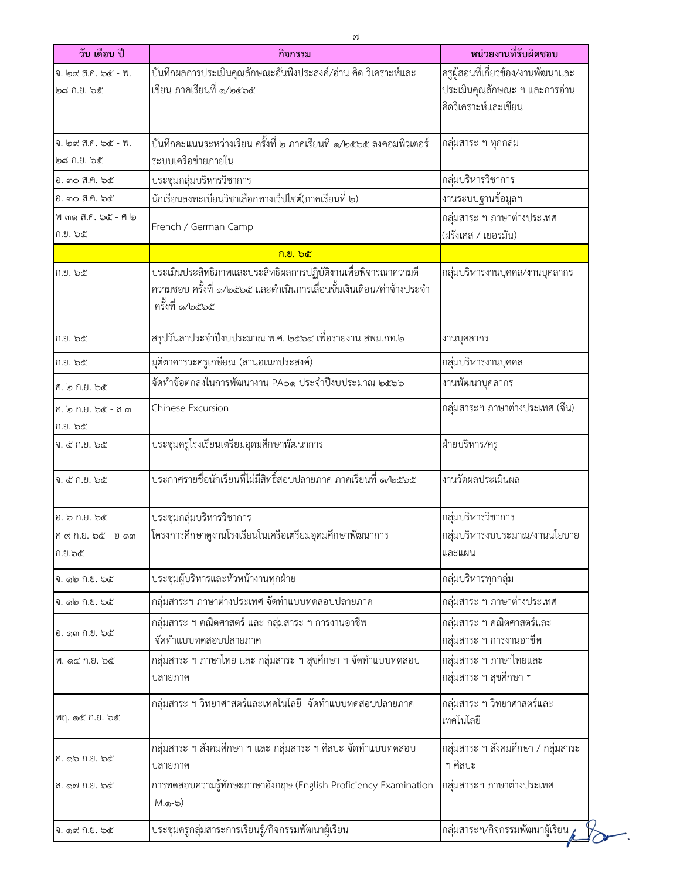| วัน เดือน ปี | กิจกรรม | หน่วยงานที่รับผิดชอบ |
| --- | --- | --- |
| จ. ๒๙ ส.ค. ๖๕ - พ. ๒๘ ก.ย. ๖๕ | บันทึกผลการประเมินคุณลักษณะอันพึงประสงค์/อ่าน คิด วิเคราะห์และเขียน ภาคเรียนที่ ๑/๒๕๖๕ | ครูผู้สอนที่เกี่ยวข้อง/งานพัฒนาและประเมินคุณลักษณะ ฯ และการอ่านคิดวิเคราะห์และเขียน |
| จ. ๒๙ ส.ค. ๖๕ - พ. ๒๘ ก.ย. ๖๕ | บันทึกคะแนนระหว่างเรียน ครั้งที่ ๒ ภาคเรียนที่ ๑/๒๕๖๕ ลงคอมพิวเตอร์ระบบเครือข่ายภายใน | กลุ่มสาระ ฯ ทุกกลุ่ม |
| อ. ๓๐ ส.ค. ๖๕ | ประชุมกลุ่มบริหารวิชาการ | กลุ่มบริหารวิชาการ |
| อ. ๓๐ ส.ค. ๖๕ | นักเรียนลงทะเบียนวิชาเลือกทางเว็ปไซต์(ภาคเรียนที่ ๒) | งานระบบฐานข้อมูลฯ |
| พ ๓๑ ส.ค. ๖๕ - ศ ๒ ก.ย. ๖๕ | French / German Camp | กลุ่มสาระ ฯ ภาษาต่างประเทศ (ฝรั่งเศส / เยอรมัน) |
| | **ก.ย. ๖๕** | |
| ก.ย. ๖๕ | ประเมินประสิทธิภาพและประสิทธิผลการปฏิบัติงานเพื่อพิจารณาความดีความชอบ ครั้งที่ ๑/๒๕๖๕ และดำเนินการเลื่อนขั้นเงินเดือน/ค่าจ้างประจำ ครั้งที่ ๑/๒๕๖๕ | กลุ่มบริหารงานบุคคล/งานบุคลากร |
| ก.ย. ๖๕ | สรุปวันลาประจำปีงบประมาณ พ.ศ. ๒๕๖๔ เพื่อรายงาน สพม.กท.๒ | งานบุคลากร |
| ก.ย. ๖๕ | มุฑิตาคารวะครูเกษียณ (ลานอเนกประสงค์) | กลุ่มบริหารงานบุคคล |
| ศ. ๒ ก.ย. ๖๕ | จัดทำข้อตกลงในการพัฒนางาน PA๐๑ ประจำปีงบประมาณ ๒๕๖๖ | งานพัฒนาบุคลากร |
| ศ. ๒ ก.ย. ๖๕ - ส ๓ ก.ย. ๖๕ | Chinese Excursion | กลุ่มสาระฯ ภาษาต่างประเทศ (จีน) |
| จ. ๕ ก.ย. ๖๕ | ประชุมครูโรงเรียนเตรียมอุดมศึกษาพัฒนาการ | ฝ่ายบริหาร/ครู |
| จ. ๕ ก.ย. ๖๕ | ประกาศรายชื่อนักเรียนที่ไม่มีสิทธิ์สอบปลายภาค ภาคเรียนที่ ๑/๒๕๖๕ | งานวัดผลประเมินผล |
| อ. ๖ ก.ย. ๖๕ | ประชุมกลุ่มบริหารวิชาการ | กลุ่มบริหารวิชาการ |
| ศ ๙ ก.ย. ๖๕ - อ ๑๓ ก.ย.๖๕ | โครงการศึกษาดูงานโรงเรียนในเครือเตรียมอุดมศึกษาพัฒนาการ | กลุ่มบริหารงบประมาณ/งานนโยบายและแผน |
| จ. ๑๒ ก.ย. ๖๕ | ประชุมผู้บริหารและหัวหน้างานทุกฝ่าย | กลุ่มบริหารทุกกลุ่ม |
| จ. ๑๒ ก.ย. ๖๕ | กลุ่มสาระฯ ภาษาต่างประเทศ จัดทำแบบทดสอบปลายภาค | กลุ่มสาระ ฯ ภาษาต่างประเทศ |
| อ. ๑๓ ก.ย. ๖๕ | กลุ่มสาระ ฯ คณิตศาสตร์ และ กลุ่มสาระ ฯ การงานอาชีพ จัดทำแบบทดสอบปลายภาค | กลุ่มสาระ ฯ คณิตศาสตร์และกลุ่มสาระ ฯ การงานอาชีพ |
| พ. ๑๔ ก.ย. ๖๕ | กลุ่มสาระ ฯ ภาษาไทย และ กลุ่มสาระ ฯ สุขศึกษา ฯ จัดทำแบบทดสอบปลายภาค | กลุ่มสาระ ฯ ภาษาไทยและกลุ่มสาระ ฯ สุขศึกษา ฯ |
| พฤ. ๑๕ ก.ย. ๖๕ | กลุ่มสาระ ฯ วิทยาศาสตร์และเทคโนโลยี จัดทำแบบทดสอบปลายภาค | กลุ่มสาระ ฯ วิทยาศาสตร์และเทคโนโลยี |
| ศ. ๑๖ ก.ย. ๖๕ | กลุ่มสาระ ฯ สังคมศึกษา ฯ และ กลุ่มสาระ ฯ ศิลปะ จัดทำแบบทดสอบปลายภาค | กลุ่มสาระ ฯ สังคมศึกษา / กลุ่มสาระ ฯ ศิลปะ |
| ส. ๑๗ ก.ย. ๖๕ | การทดสอบความรู้ทักษะภาษาอังกฤษ (English Proficiency Examination M.๑-๖) | กลุ่มสาระฯ ภาษาต่างประเทศ |
| จ. ๑๙ ก.ย. ๖๕ | ประชุมครูกลุ่มสาระการเรียนรู้/กิจกรรมพัฒนาผู้เรียน | กลุ่มสาระฯ/กิจกรรมพัฒนาผู้เรียน |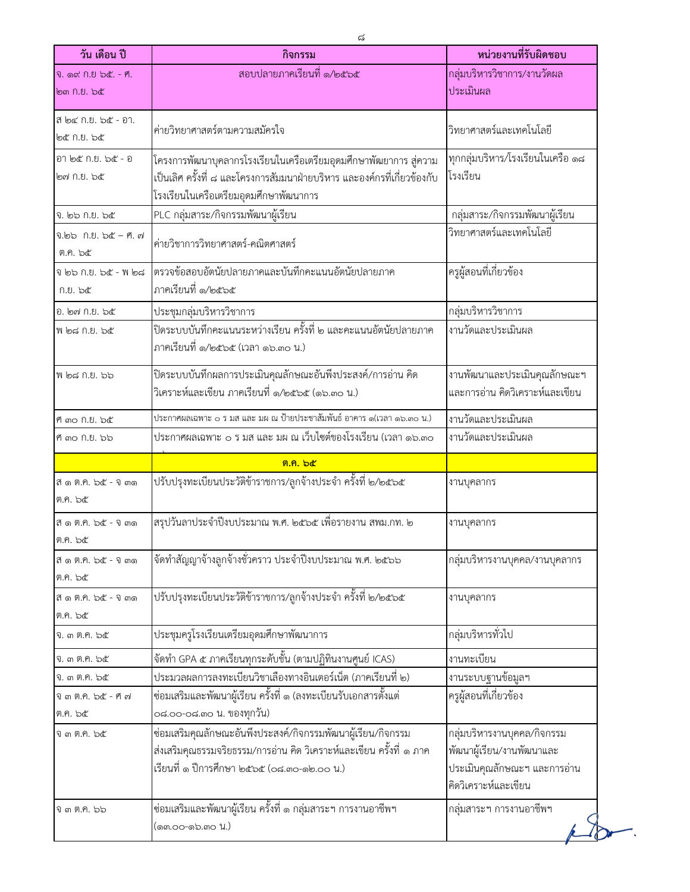| วัน เดือน ปี | กิจกรรม | หน่วยงานที่รับผิดชอบ |
| --- | --- | --- |
| จ. ๑๙ ก.ย. ๖๕. - ศ. ๒๓ ก.ย. ๖๕ | สอบปลายภาคเรียนที่ ๑/๒๕๖๕ | กลุ่มบริหารวิชาการ/งานวัดผลประเมินผล |
| ส ๒๔ ก.ย. ๖๕ - อา. ๒๕ ก.ย. ๖๕ | ค่ายวิทยาศาสตร์ตามความสมัครใจ | วิทยาศาสตร์และเทคโนโลยี |
| อา ๒๕ ก.ย. ๖๕ - อ ๒๗ ก.ย. ๖๕ | โครงการพัฒนาบุคลากรโรงเรียนในเครือเตรียมอุดมศึกษาพัฒยาการ สู่ความเป็นเลิศ ครั้งที่ ๘ และโครงการสัมมนาฝ่ายบริหาร และองค์กรที่เกี่ยวข้องกับโรงเรียนในเครือเตรียมอุดมศึกษาพัฒนาการ | ทุกกลุ่มบริหาร/โรงเรียนในเครือ ๑๘ โรงเรียน |
| จ. ๒๖ ก.ย. ๖๕ | PLC กลุ่มสาระ/กิจกรรมพัฒนาผู้เรียน | กลุ่มสาระ/กิจกรรมพัฒนาผู้เรียน |
| จ.๒๖ ก.ย. ๖๕ – ศ. ๗ ต.ค. ๖๕ | ค่ายวิชาการวิทยาศาสตร์-คณิตศาสตร์ | วิทยาศาสตร์และเทคโนโลยี |
| จ ๒๖ ก.ย. ๖๕ - พ ๒๘ ก.ย. ๖๕ | ตรวจข้อสอบอัตนัยปลายภาคและบันทึกคะแนนอัตนัยปลายภาค ภาคเรียนที่ ๑/๒๕๖๕ | ครูผู้สอนที่เกี่ยวข้อง |
| อ. ๒๗ ก.ย. ๖๕ | ประชุมกลุ่มบริหารวิชาการ | กลุ่มบริหารวิชาการ |
| พ ๒๘ ก.ย. ๖๕ | ปิดระบบบันทึกคะแนนระหว่างเรียน ครั้งที่ ๒ และคะแนนอัตนัยปลายภาค ภาคเรียนที่ ๑/๒๕๖๕ (เวลา ๑๖.๓๐ น.) | งานวัดและประเมินผล |
| พ ๒๘ ก.ย. ๖๖ | ปิดระบบบันทึกผลการประเมินคุณลักษณะอันพึงประสงค์/การอ่าน คิด วิเคราะห์และเขียน ภาคเรียนที่ ๑/๒๕๖๕ (๑๖.๓๐ น.) | งานพัฒนาและประเมินคุณลักษณะฯ และการอ่าน คิดวิเคราะห์และเขียน |
| ศ ๓๐ ก.ย. ๖๕ | ประกาศผลเฉพาะ ๐ ร มส และ มผ ณ ป้ายประชาสัมพันธ์ อาคาร ๑(เวลา ๑๖.๓๐ น.) | งานวัดและประเมินผล |
| ศ ๓๐ ก.ย. ๖๖ | ประกาศผลเฉพาะ ๐ ร มส และ มผ ณ เว็บไซต์ของโรงเรียน (เวลา ๑๖.๓๐ น.) | งานวัดและประเมินผล |
| | **ต.ค. ๖๕** | |
| ส ๑ ต.ค. ๖๕ - จ ๓๑ ต.ค. ๖๕ | ปรับปรุงทะเบียนประวัติข้าราชการ/ลูกจ้างประจำ ครั้งที่ ๒/๒๕๖๕ | งานบุคลากร |
| ส ๑ ต.ค. ๖๕ - จ ๓๑ ต.ค. ๖๕ | สรุปวันลาประจำปีงบประมาณ พ.ศ. ๒๕๖๕ เพื่อรายงาน สพม.กท. ๒ | งานบุคลากร |
| ส ๑ ต.ค. ๖๕ - จ ๓๑ ต.ค. ๖๕ | จัดทำสัญญาจ้างลูกจ้างชั่วคราว ประจำปีงบประมาณ พ.ศ. ๒๕๖๖ | กลุ่มบริหารงานบุคคล/งานบุคลากร |
| ส ๑ ต.ค. ๖๕ - จ ๓๑ ต.ค. ๖๕ | ปรับปรุงทะเบียนประวัติข้าราชการ/ลูกจ้างประจำ ครั้งที่ ๒/๒๕๖๕ | งานบุคลากร |
| จ. ๓ ต.ค. ๖๕ | ประชุมครูโรงเรียนเตรียมอุดมศึกษาพัฒนาการ | กลุ่มบริหารทั่วไป |
| จ. ๓ ต.ค. ๖๕ | จัดทำ GPA ๕ ภาคเรียนทุกระดับชั้น (ตามปฏิทินงานศูนย์ ICAS) | งานทะเบียน |
| จ. ๓ ต.ค. ๖๕ | ประมวลผลการลงทะเบียนวิชาเลือกทางอินเตอร์เน็ต (ภาคเรียนที่ ๒) | งานระบบฐานข้อมูลฯ |
| จ ๓ ต.ค. ๖๕ - ศ ๗ ต.ค. ๖๕ | ซ่อมเสริมและพัฒนาผู้เรียน ครั้งที่ ๑ (ลงทะเบียนรับเอกสารตั้งแต่ ๐๘.๐๐-๐๘.๓๐ น. ของทุกวัน) | ครูผู้สอนที่เกี่ยวข้อง |
| จ ๓ ต.ค. ๖๕ | ซ่อมเสริมคุณลักษณะอันพึงประสงค์/กิจกรรมพัฒนาผู้เรียน/กิจกรรมส่งเสริมคุณธรรมจริยธรรม/การอ่าน คิด วิเคราะห์และเขียน ครั้งที่ ๑ ภาคเรียนที่ ๑ ปีการศึกษา ๒๕๖๕ (๐๘.๓๐-๑๒.๐๐ น.) | กลุ่มบริหารงานบุคคล/กิจกรรมพัฒนาผู้เรียน/งานพัฒนาและประเมินคุณลักษณะฯ และการอ่านคิดวิเคราะห์และเขียน |
| จ ๓ ต.ค. ๖๖ | ซ่อมเสริมและพัฒนาผู้เรียน ครั้งที่ ๑ กลุ่มสาระฯ การงานอาชีพฯ (๑๓.๐๐-๑๖.๓๐ น.) | กลุ่มสาระฯ การงานอาชีพฯ |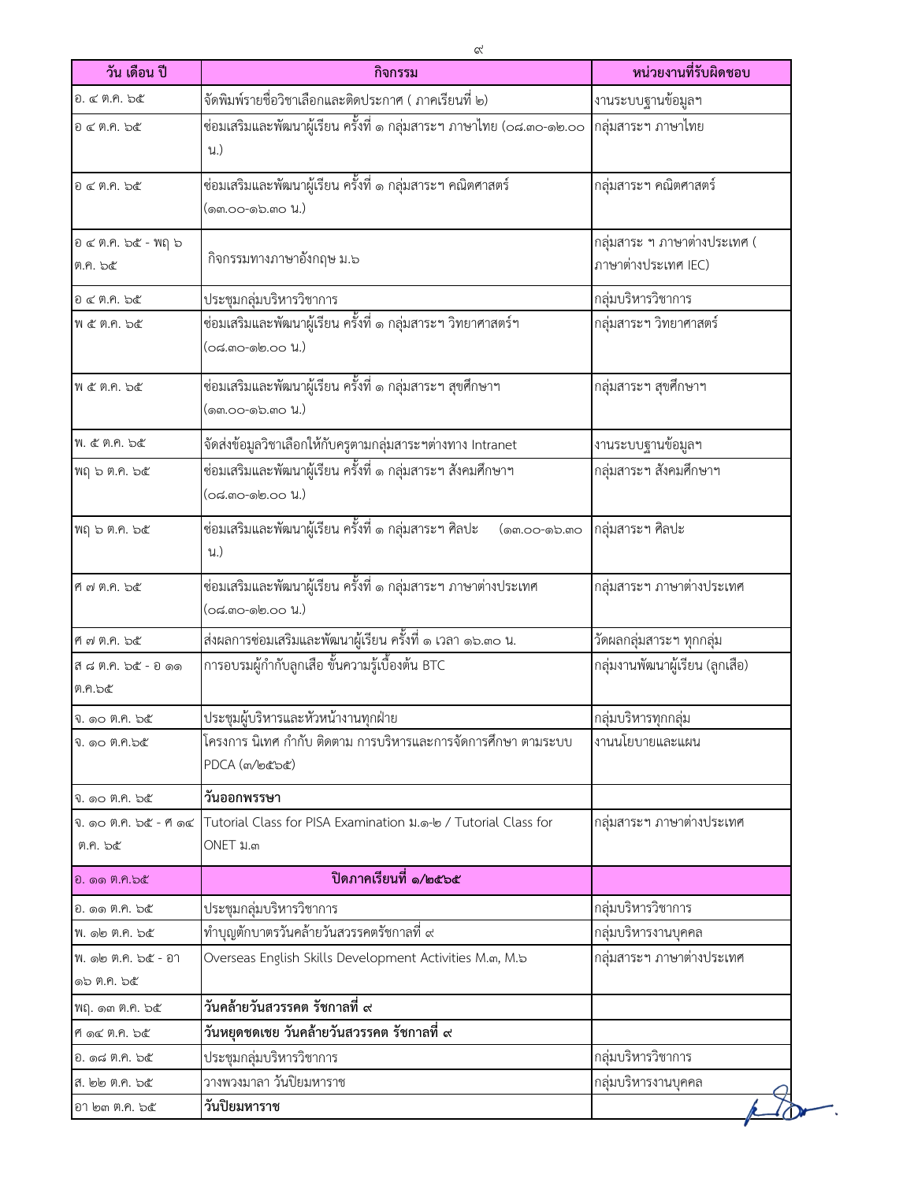| วัน เดือน ปี | กิจกรรม | หน่วยงานที่รับผิดชอบ |
|---|---|---|
| อ. ๔ ต.ค. ๖๕ | จัดพิมพ์รายชื่อวิชาเลือกและติดประกาศ ( ภาคเรียนที่ ๒) | งานระบบฐานข้อมูลฯ |
| อ ๔ ต.ค. ๖๕ | ซ่อมเสริมและพัฒนาผู้เรียน ครั้งที่ ๑ กลุ่มสาระฯ ภาษาไทย (๐๘.๓๐-๑๒.๐๐ น.) | กลุ่มสาระฯ ภาษาไทย |
| อ ๔ ต.ค. ๖๕ | ซ่อมเสริมและพัฒนาผู้เรียน ครั้งที่ ๑ กลุ่มสาระฯ คณิตศาสตร์ (๑๓.๐๐-๑๖.๓๐ น.) | กลุ่มสาระฯ คณิตศาสตร์ |
| อ ๔ ต.ค. ๖๕ - พฤ ๖ ต.ค. ๖๕ | กิจกรรมทางภาษาอังกฤษ ม.๖ | กลุ่มสาระ ฯ ภาษาต่างประเทศ ( ภาษาต่างประเทศ IEC) |
| อ ๔ ต.ค. ๖๕ | ประชุมกลุ่มบริหารวิชาการ | กลุ่มบริหารวิชาการ |
| พ ๕ ต.ค. ๖๕ | ซ่อมเสริมและพัฒนาผู้เรียน ครั้งที่ ๑ กลุ่มสาระฯ วิทยาศาสตร์ฯ (๐๘.๓๐-๑๒.๐๐ น.) | กลุ่มสาระฯ วิทยาศาสตร์ |
| พ ๕ ต.ค. ๖๕ | ซ่อมเสริมและพัฒนาผู้เรียน ครั้งที่ ๑ กลุ่มสาระฯ สุขศึกษาฯ (๑๓.๐๐-๑๖.๓๐ น.) | กลุ่มสาระฯ สุขศึกษาฯ |
| พ. ๕ ต.ค. ๖๕ | จัดส่งข้อมูลวิชาเลือกให้กับครูตามกลุ่มสาระฯต่างทาง Intranet | งานระบบฐานข้อมูลฯ |
| พฤ ๖ ต.ค. ๖๕ | ซ่อมเสริมและพัฒนาผู้เรียน ครั้งที่ ๑ กลุ่มสาระฯ สังคมศึกษาฯ (๐๘.๓๐-๑๒.๐๐ น.) | กลุ่มสาระฯ สังคมศึกษาฯ |
| พฤ ๖ ต.ค. ๖๕ | ซ่อมเสริมและพัฒนาผู้เรียน ครั้งที่ ๑ กลุ่มสาระฯ ศิลปะ (๑๓.๐๐-๑๖.๓๐ น.) | กลุ่มสาระฯ ศิลปะ |
| ศ ๗ ต.ค. ๖๕ | ซ่อมเสริมและพัฒนาผู้เรียน ครั้งที่ ๑ กลุ่มสาระฯ ภาษาต่างประเทศ (๐๘.๓๐-๑๒.๐๐ น.) | กลุ่มสาระฯ ภาษาต่างประเทศ |
| ศ ๗ ต.ค. ๖๕ | ส่งผลการซ่อมเสริมและพัฒนาผู้เรียน ครั้งที่ ๑ เวลา ๑๖.๓๐ น. | วัดผลกลุ่มสาระฯ ทุกกลุ่ม |
| ส ๘ ต.ค. ๖๕ - อ ๑๑ ต.ค.๖๕ | การอบรมผู้กำกับลูกเสือ ขั้นความรู้เบื้องต้น BTC | กลุ่มงานพัฒนาผู้เรียน (ลูกเสือ) |
| จ. ๑๐ ต.ค. ๖๕ | ประชุมผู้บริหารและหัวหน้างานทุกฝ่าย | กลุ่มบริหารทุกกลุ่ม |
| จ. ๑๐ ต.ค.๖๕ | โครงการ นิเทศ กำกับ ติดตาม การบริหารและการจัดการศึกษา ตามระบบ PDCA (๓/๒๕๖๕) | งานนโยบายและแผน |
| จ. ๑๐ ต.ค. ๖๕ | **วันออกพรรษา** | |
| จ. ๑๐ ต.ค. ๖๕ - ศ ๑๔ ต.ค. ๖๕ | Tutorial Class for PISA Examination ม.๑-๒ / Tutorial Class for ONET ม.๓ | กลุ่มสาระฯ ภาษาต่างประเทศ |
| อ. ๑๑ ต.ค.๖๕ | **ปิดภาคเรียนที่ ๑/๒๕๖๕** | |
| อ. ๑๑ ต.ค. ๖๕ | ประชุมกลุ่มบริหารวิชาการ | กลุ่มบริหารวิชาการ |
| พ. ๑๒ ต.ค. ๖๕ | ทำบุญตักบาตรวันคล้ายวันสวรรคตรัชกาลที่ ๙ | กลุ่มบริหารงานบุคคล |
| พ. ๑๒ ต.ค. ๖๕ - อา ๑๖ ต.ค. ๖๕ | Overseas English Skills Development Activities M.๓, M.๖ | กลุ่มสาระฯ ภาษาต่างประเทศ |
| พฤ. ๑๓ ต.ค. ๖๕ | **วันคล้ายวันสวรรคต รัชกาลที่ ๙** | |
| ศ ๑๔ ต.ค. ๖๕ | **วันหยุดชดเชย วันคล้ายวันสวรรคต รัชกาลที่ ๙** | |
| อ. ๑๘ ต.ค. ๖๕ | ประชุมกลุ่มบริหารวิชาการ | กลุ่มบริหารวิชาการ |
| ส. ๒๒ ต.ค. ๖๕ | วางพวงมาลา วันปิยมหาราช | กลุ่มบริหารงานบุคคล |
| อา ๒๓ ต.ค. ๖๕ | **วันปิยมหาราช** | |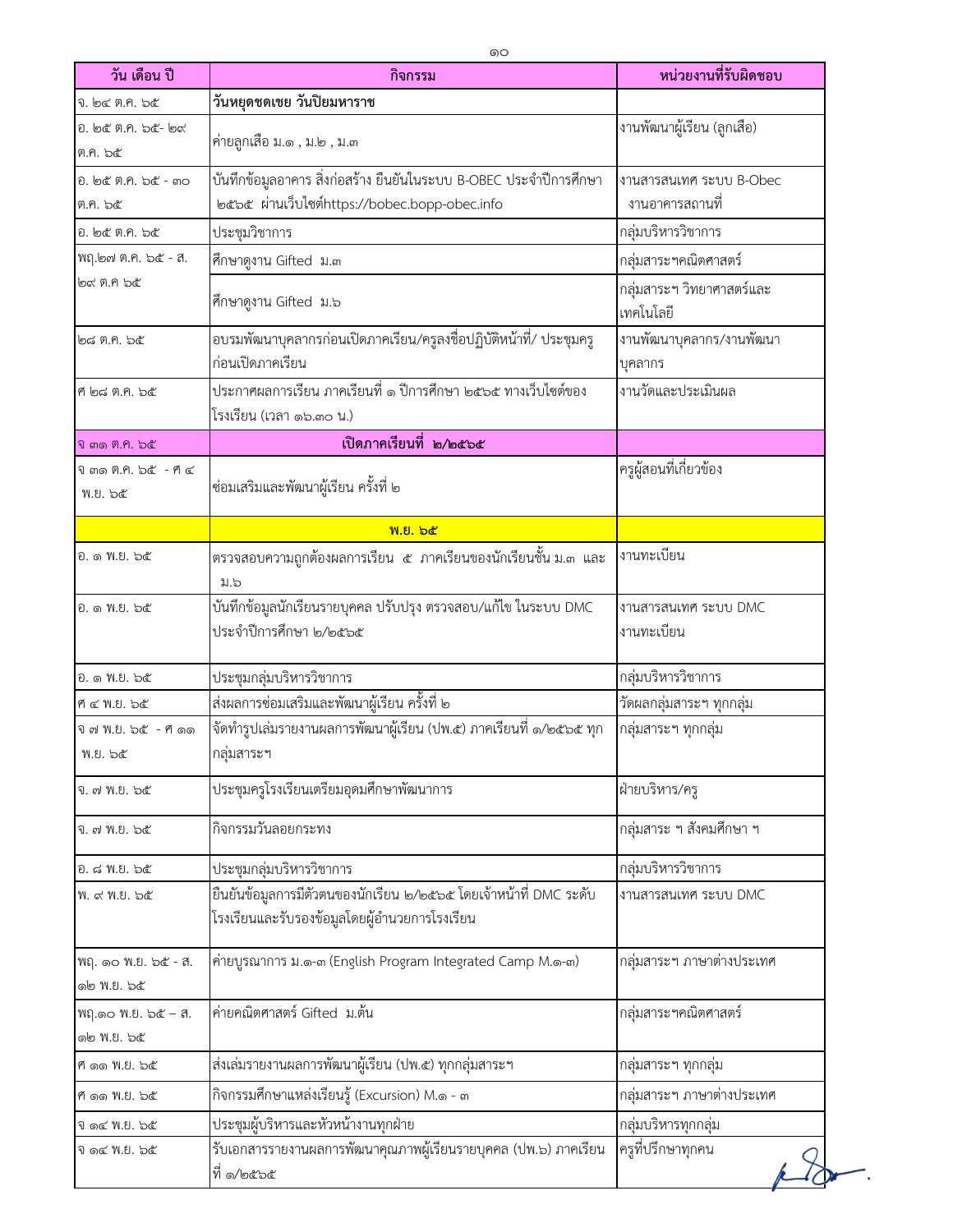| วัน เดือน ปี | กิจกรรม | หน่วยงานที่รับผิดชอบ |
|---|---|---|
| จ. ๒๔ ต.ค. ๖๕ | **วันหยุดชดเชย วันปิยมหาราช** | |
| อ. ๒๕ ต.ค. ๖๕- ๒๙ ต.ค. ๖๕ | ค่ายลูกเสือ ม.๑ , ม.๒ , ม.๓ | งานพัฒนาผู้เรียน (ลูกเสือ) |
| อ. ๒๕ ต.ค. ๖๕ - ๓๐ ต.ค. ๖๕ | บันทึกข้อมูลอาคาร สิ่งก่อสร้าง ยืนยันในระบบ B-OBEC ประจำปีการศึกษา ๒๕๖๕ ผ่านเว็บไซต์https://bobec.bopp-obec.info | งานสารสนเทศ ระบบ B-Obec งานอาคารสถานที่ |
| อ. ๒๕ ต.ค. ๖๕ | ประชุมวิชาการ | กลุ่มบริหารวิชาการ |
| พฤ.๒๗ ต.ค. ๖๕ - ส. ๒๙ ต.ค ๖๕ | ศึกษาดูงาน Gifted ม.๓ | กลุ่มสาระฯคณิตศาสตร์ |
| | ศึกษาดูงาน Gifted ม.๖ | กลุ่มสาระฯ วิทยาศาสตร์และเทคโนโลยี |
| ๒๘ ต.ค. ๖๕ | อบรมพัฒนาบุคลากรก่อนเปิดภาคเรียน/ครูลงชื่อปฏิบัติหน้าที่/ ประชุมครูก่อนเปิดภาคเรียน | งานพัฒนาบุคลากร/งานพัฒนาบุคลากร |
| ศ ๒๘ ต.ค. ๖๕ | ประกาศผลการเรียน ภาคเรียนที่ ๑ ปีการศึกษา ๒๕๖๕ ทางเว็บไซต์ของโรงเรียน (เวลา ๑๖.๓๐ น.) | งานวัดและประเมินผล |
| จ ๓๑ ต.ค. ๖๕ | **เปิดภาคเรียนที่ ๒/๒๕๖๕** | |
| จ ๓๑ ต.ค. ๖๕ - ศ ๔ พ.ย. ๖๕ | ซ่อมเสริมและพัฒนาผู้เรียน ครั้งที่ ๒ | ครูผู้สอนที่เกี่ยวข้อง |
| | **พ.ย. ๖๕** | |
| อ. ๑ พ.ย. ๖๕ | ตรวจสอบความถูกต้องผลการเรียน ๕ ภาคเรียนของนักเรียนชั้น ม.๓ และ ม.๖ | งานทะเบียน |
| อ. ๑ พ.ย. ๖๕ | บันทึกข้อมูลนักเรียนรายบุคคล ปรับปรุง ตรวจสอบ/แก้ไข ในระบบ DMC ประจำปีการศึกษา ๒/๒๕๖๕ | งานสารสนเทศ ระบบ DMC งานทะเบียน |
| อ. ๑ พ.ย. ๖๕ | ประชุมกลุ่มบริหารวิชาการ | กลุ่มบริหารวิชาการ |
| ศ ๔ พ.ย. ๖๕ | ส่งผลการซ่อมเสริมและพัฒนาผู้เรียน ครั้งที่ ๒ | วัดผลกลุ่มสาระฯ ทุกกลุ่ม |
| จ ๗ พ.ย. ๖๕ - ศ ๑๑ พ.ย. ๖๕ | จัดทำรูปเล่มรายงานผลการพัฒนาผู้เรียน (ปพ.๕) ภาคเรียนที่ ๑/๒๕๖๕ ทุกกลุ่มสาระฯ | กลุ่มสาระฯ ทุกกลุ่ม |
| จ. ๗ พ.ย. ๖๕ | ประชุมครูโรงเรียนเตรียมอุดมศึกษาพัฒนาการ | ฝ่ายบริหาร/ครู |
| จ. ๗ พ.ย. ๖๕ | กิจกรรมวันลอยกระทง | กลุ่มสาระ ฯ สังคมศึกษา ฯ |
| อ. ๘ พ.ย. ๖๕ | ประชุมกลุ่มบริหารวิชาการ | กลุ่มบริหารวิชาการ |
| พ. ๙ พ.ย. ๖๕ | ยืนยันข้อมูลการมีตัวตนของนักเรียน ๒/๒๕๖๕ โดยเจ้าหน้าที่ DMC ระดับโรงเรียนและรับรองข้อมูลโดยผู้อำนวยการโรงเรียน | งานสารสนเทศ ระบบ DMC |
| พฤ. ๑๐ พ.ย. ๖๕ - ส. ๑๒ พ.ย. ๖๕ | ค่ายบูรณาการ ม.๑-๓ (English Program Integrated Camp M.๑-๓) | กลุ่มสาระฯ ภาษาต่างประเทศ |
| พฤ.๑๐ พ.ย. ๖๕ – ส. ๑๒ พ.ย. ๖๕ | ค่ายคณิตศาสตร์ Gifted ม.ต้น | กลุ่มสาระฯคณิตศาสตร์ |
| ศ ๑๑ พ.ย. ๖๕ | ส่งเล่มรายงานผลการพัฒนาผู้เรียน (ปพ.๕) ทุกกลุ่มสาระฯ | กลุ่มสาระฯ ทุกกลุ่ม |
| ศ ๑๑ พ.ย. ๖๕ | กิจกรรมศึกษาแหล่งเรียนรู้ (Excursion) M.๑ - ๓ | กลุ่มสาระฯ ภาษาต่างประเทศ |
| จ ๑๔ พ.ย. ๖๕ | ประชุมผู้บริหารและหัวหน้างานทุกฝ่าย | กลุ่มบริหารทุกกลุ่ม |
| จ ๑๔ พ.ย. ๖๕ | รับเอกสารรายงานผลการพัฒนาคุณภาพผู้เรียนรายบุคคล (ปพ.๖) ภาคเรียนที่ ๑/๒๕๖๕ | ครูที่ปรึกษาทุกคน |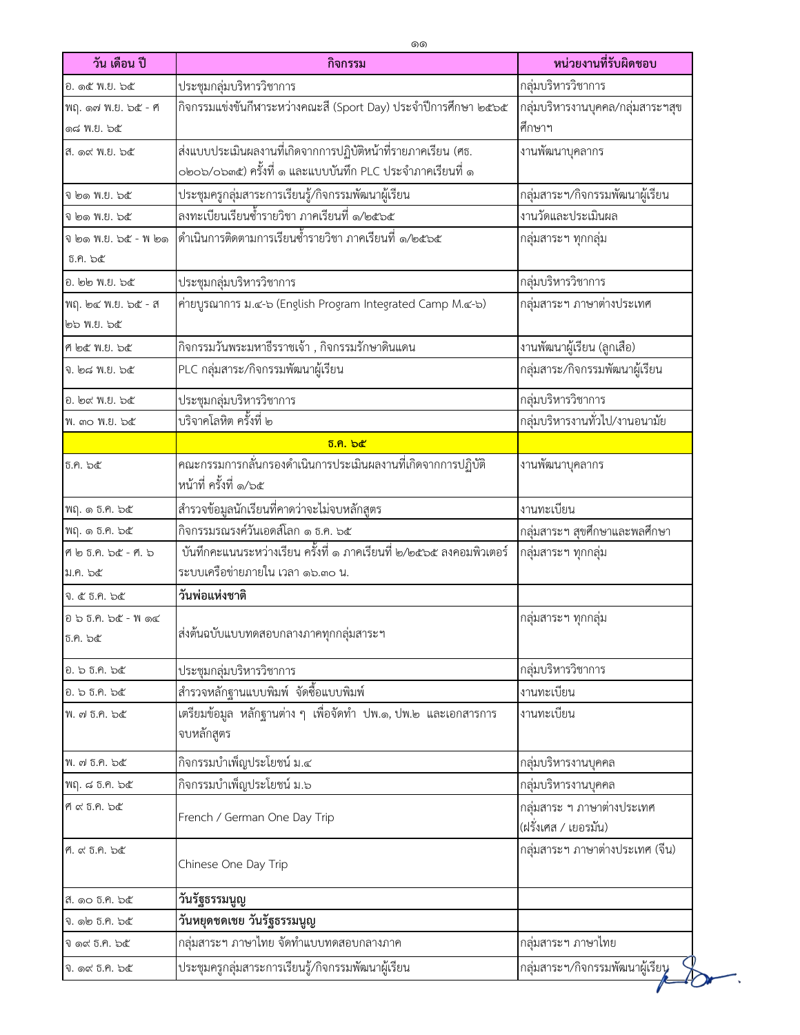| วัน เดือน ปี | กิจกรรม | หน่วยงานที่รับผิดชอบ |
| --- | --- | --- |
| อ. ๑๕ พ.ย. ๖๕ | ประชุมกลุ่มบริหารวิชาการ | กลุ่มบริหารวิชาการ |
| พฤ. ๑๗ พ.ย. ๖๕ - ศ ๑๘ พ.ย. ๖๕ | กิจกรรมแข่งขันกีฬาระหว่างคณะสี (Sport Day) ประจำปีการศึกษา ๒๕๖๕ | กลุ่มบริหารงานบุคคล/กลุ่มสาระฯสุขศึกษาฯ |
| ส. ๑๙ พ.ย. ๖๕ | ส่งแบบประเมินผลงานที่เกิดจากการปฏิบัติหน้าที่รายภาคเรียน (ศธ. ๐๒๐๖/๐๖๓๕) ครั้งที่ ๑ และแบบบันทึก PLC ประจำภาคเรียนที่ ๑ | งานพัฒนาบุคลากร |
| จ ๒๑ พ.ย. ๖๕ | ประชุมครูกลุ่มสาระการเรียนรู้/กิจกรรมพัฒนาผู้เรียน | กลุ่มสาระฯ/กิจกรรมพัฒนาผู้เรียน |
| จ ๒๑ พ.ย. ๖๕ | ลงทะเบียนเรียนซ้ำรายวิชา ภาคเรียนที่ ๑/๒๕๖๕ | งานวัดและประเมินผล |
| จ ๒๑ พ.ย. ๖๕ - พ ๒๑ ธ.ค. ๖๕ | ดำเนินการติดตามการเรียนซ้ำรายวิชา ภาคเรียนที่ ๑/๒๕๖๕ | กลุ่มสาระฯ ทุกกลุ่ม |
| อ. ๒๒ พ.ย. ๖๕ | ประชุมกลุ่มบริหารวิชาการ | กลุ่มบริหารวิชาการ |
| พฤ. ๒๔ พ.ย. ๖๕ - ส ๒๖ พ.ย. ๖๕ | ค่ายบูรณาการ ม.๔-๖ (English Program Integrated Camp M.๔-๖) | กลุ่มสาระฯ ภาษาต่างประเทศ |
| ศ ๒๕ พ.ย. ๖๕ | กิจกรรมวันพระมหาธีรราชเจ้า , กิจกรรมรักษาดินแดน | งานพัฒนาผู้เรียน (ลูกเสือ) |
| จ. ๒๘ พ.ย. ๖๕ | PLC กลุ่มสาระ/กิจกรรมพัฒนาผู้เรียน | กลุ่มสาระ/กิจกรรมพัฒนาผู้เรียน |
| อ. ๒๙ พ.ย. ๖๕ | ประชุมกลุ่มบริหารวิชาการ | กลุ่มบริหารวิชาการ |
| พ. ๓๐ พ.ย. ๖๕ | บริจาคโลหิต ครั้งที่ ๒ | กลุ่มบริหารงานทั่วไป/งานอนามัย |
| | **ธ.ค. ๖๕** | |
| ธ.ค. ๖๕ | คณะกรรมการกลั่นกรองดำเนินการประเมินผลงานที่เกิดจากการปฏิบัติหน้าที่ ครั้งที่ ๑/๖๕ | งานพัฒนาบุคลากร |
| พฤ. ๑ ธ.ค. ๖๕ | สำรวจข้อมูลนักเรียนที่คาดว่าจะไม่จบหลักสูตร | งานทะเบียน |
| พฤ. ๑ ธ.ค. ๖๕ | กิจกรรมรณรงค์วันเอดส์โลก ๑ ธ.ค. ๖๕ | กลุ่มสาระฯ สุขศึกษาและพลศึกษา |
| ศ ๒ ธ.ค. ๖๕ - ศ. ๖ ม.ค. ๖๕ | บันทึกคะแนนระหว่างเรียน ครั้งที่ ๑ ภาคเรียนที่ ๒/๒๕๖๕ ลงคอมพิวเตอร์ระบบเครือข่ายภายใน เวลา ๑๖.๓๐ น. | กลุ่มสาระฯ ทุกกลุ่ม |
| จ. ๕ ธ.ค. ๖๕ | **วันพ่อแห่งชาติ** | |
| อ ๖ ธ.ค. ๖๕ - พ ๑๔ ธ.ค. ๖๕ | ส่งต้นฉบับแบบทดสอบกลางภาคทุกกลุ่มสาระฯ | กลุ่มสาระฯ ทุกกลุ่ม |
| อ. ๖ ธ.ค. ๖๕ | ประชุมกลุ่มบริหารวิชาการ | กลุ่มบริหารวิชาการ |
| อ. ๖ ธ.ค. ๖๕ | สำรวจหลักฐานแบบพิมพ์ จัดซื้อแบบพิมพ์ | งานทะเบียน |
| พ. ๗ ธ.ค. ๖๕ | เตรียมข้อมูล หลักฐานต่าง ๆ เพื่อจัดทำ ปพ.๑, ปพ.๒ และเอกสารการจบหลักสูตร | งานทะเบียน |
| พ. ๗ ธ.ค. ๖๕ | กิจกรรมบำเพ็ญประโยชน์ ม.๔ | กลุ่มบริหารงานบุคคล |
| พฤ. ๘ ธ.ค. ๖๕ | กิจกรรมบำเพ็ญประโยชน์ ม.๖ | กลุ่มบริหารงานบุคคล |
| ศ ๙ ธ.ค. ๖๕ | French / German One Day Trip | กลุ่มสาระ ฯ ภาษาต่างประเทศ (ฝรั่งเศส / เยอรมัน) |
| ศ. ๙ ธ.ค. ๖๕ | Chinese One Day Trip | กลุ่มสาระฯ ภาษาต่างประเทศ (จีน) |
| ส. ๑๐ ธ.ค. ๖๕ | **วันรัฐธรรมนูญ** | |
| จ. ๑๒ ธ.ค. ๖๕ | **วันหยุดชดเชย วันรัฐธรรมนูญ** | |
| จ ๑๙ ธ.ค. ๖๕ | กลุ่มสาระฯ ภาษาไทย จัดทำแบบทดสอบกลางภาค | กลุ่มสาระฯ ภาษาไทย |
| จ. ๑๙ ธ.ค. ๖๕ | ประชุมครูกลุ่มสาระการเรียนรู้/กิจกรรมพัฒนาผู้เรียน | กลุ่มสาระฯ/กิจกรรมพัฒนาผู้เรียน |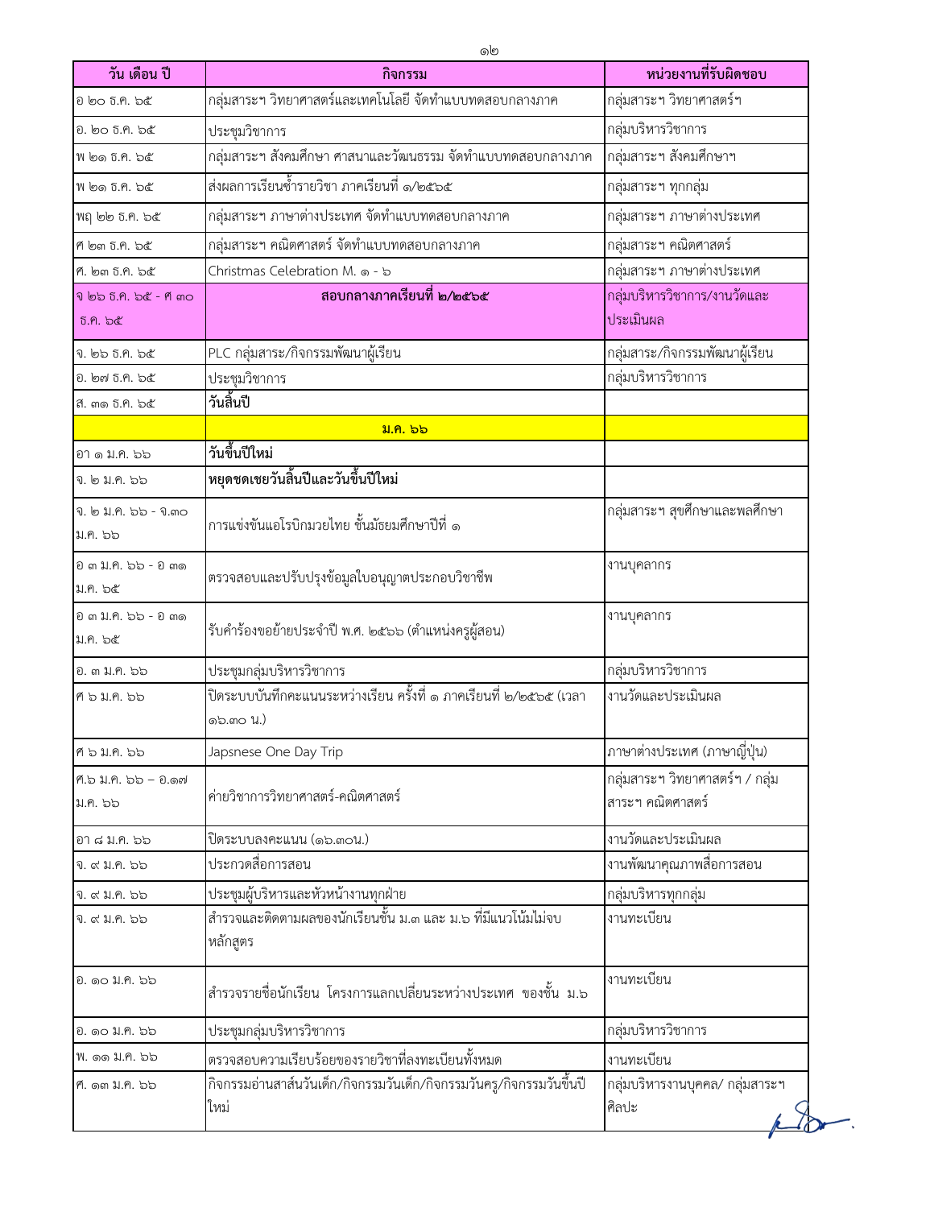| วัน เดือน ปี | กิจกรรม | หน่วยงานที่รับผิดชอบ |
| --- | --- | --- |
| อ ๒๐ ธ.ค. ๖๕ | กลุ่มสาระฯ วิทยาศาสตร์และเทคโนโลยี จัดทำแบบทดสอบกลางภาค | กลุ่มสาระฯ วิทยาศาสตร์ฯ |
| อ. ๒๐ ธ.ค. ๖๕ | ประชุมวิชาการ | กลุ่มบริหารวิชาการ |
| พ ๒๑ ธ.ค. ๖๕ | กลุ่มสาระฯ สังคมศึกษา ศาสนาและวัฒนธรรม จัดทำแบบทดสอบกลางภาค | กลุ่มสาระฯ สังคมศึกษาฯ |
| พ ๒๑ ธ.ค. ๖๕ | ส่งผลการเรียนซ้ำรายวิชา ภาคเรียนที่ ๑/๒๕๖๕ | กลุ่มสาระฯ ทุกกลุ่ม |
| พฤ ๒๒ ธ.ค. ๖๕ | กลุ่มสาระฯ ภาษาต่างประเทศ จัดทำแบบทดสอบกลางภาค | กลุ่มสาระฯ ภาษาต่างประเทศ |
| ศ ๒๓ ธ.ค. ๖๕ | กลุ่มสาระฯ คณิตศาสตร์ จัดทำแบบทดสอบกลางภาค | กลุ่มสาระฯ คณิตศาสตร์ |
| ศ. ๒๓ ธ.ค. ๖๕ | Christmas Celebration M. ๑ - ๖ | กลุ่มสาระฯ ภาษาต่างประเทศ |
| จ ๒๖ ธ.ค. ๖๕ - ศ ๓๐ ธ.ค. ๖๕ | **สอบกลางภาคเรียนที่ ๒/๒๕๖๕** | กลุ่มบริหารวิชาการ/งานวัดและประเมินผล |
| จ. ๒๖ ธ.ค. ๖๕ | PLC กลุ่มสาระ/กิจกรรมพัฒนาผู้เรียน | กลุ่มสาระ/กิจกรรมพัฒนาผู้เรียน |
| อ. ๒๗ ธ.ค. ๖๕ | ประชุมวิชาการ | กลุ่มบริหารวิชาการ |
| ส. ๓๑ ธ.ค. ๖๕ | **วันสิ้นปี** | |
| | **ม.ค. ๖๖** | |
| อา ๑ ม.ค. ๖๖ | **วันขึ้นปีใหม่** | |
| จ. ๒ ม.ค. ๖๖ | **หยุดชดเชยวันสิ้นปีและวันขึ้นปีใหม่** | |
| จ. ๒ ม.ค. ๖๖ - จ.๓๐ ม.ค. ๖๖ | การแข่งขันแอโรบิกมวยไทย ชั้นมัธยมศึกษาปีที่ ๑ | กลุ่มสาระฯ สุขศึกษาและพลศึกษา |
| อ ๓ ม.ค. ๖๖ - อ ๓๑ ม.ค. ๖๕ | ตรวจสอบและปรับปรุงข้อมูลใบอนุญาตประกอบวิชาชีพ | งานบุคลากร |
| อ ๓ ม.ค. ๖๖ - อ ๓๑ ม.ค. ๖๕ | รับคำร้องขอย้ายประจำปี พ.ศ. ๒๕๖๖ (ตำแหน่งครูผู้สอน) | งานบุคลากร |
| อ. ๓ ม.ค. ๖๖ | ประชุมกลุ่มบริหารวิชาการ | กลุ่มบริหารวิชาการ |
| ศ ๖ ม.ค. ๖๖ | ปิดระบบบันทึกคะแนนระหว่างเรียน ครั้งที่ ๑ ภาคเรียนที่ ๒/๒๕๖๕ (เวลา ๑๖.๓๐ น.) | งานวัดและประเมินผล |
| ศ ๖ ม.ค. ๖๖ | Japsnese One Day Trip | ภาษาต่างประเทศ (ภาษาญี่ปุ่น) |
| ศ.๖ ม.ค. ๖๖ – อ.๑๗ ม.ค. ๖๖ | ค่ายวิชาการวิทยาศาสตร์-คณิตศาสตร์ | กลุ่มสาระฯ วิทยาศาสตร์ฯ / กลุ่มสาระฯ คณิตศาสตร์ |
| อา ๘ ม.ค. ๖๖ | ปิดระบบลงคะแนน (๑๖.๓๐น.) | งานวัดและประเมินผล |
| จ. ๙ ม.ค. ๖๖ | ประกวดสื่อการสอน | งานพัฒนาคุณภาพสื่อการสอน |
| จ. ๙ ม.ค. ๖๖ | ประชุมผู้บริหารและหัวหน้างานทุกฝ่าย | กลุ่มบริหารทุกกลุ่ม |
| จ. ๙ ม.ค. ๖๖ | สำรวจและติดตามผลของนักเรียนชั้น ม.๓ และ ม.๖ ที่มีแนวโน้มไม่จบหลักสูตร | งานทะเบียน |
| อ. ๑๐ ม.ค. ๖๖ | สำรวจรายชื่อนักเรียน โครงการแลกเปลี่ยนระหว่างประเทศ ของชั้น ม.๖ | งานทะเบียน |
| อ. ๑๐ ม.ค. ๖๖ | ประชุมกลุ่มบริหารวิชาการ | กลุ่มบริหารวิชาการ |
| พ. ๑๑ ม.ค. ๖๖ | ตรวจสอบความเรียบร้อยของรายวิชาที่ลงทะเบียนทั้งหมด | งานทะเบียน |
| ศ. ๑๓ ม.ค. ๖๖ | กิจกรรมอ่านสาส์นวันเด็ก/กิจกรรมวันเด็ก/กิจกรรมวันครู/กิจกรรมวันขึ้นปีใหม่ | กลุ่มบริหารงานบุคคล/ กลุ่มสาระฯ ศิลปะ |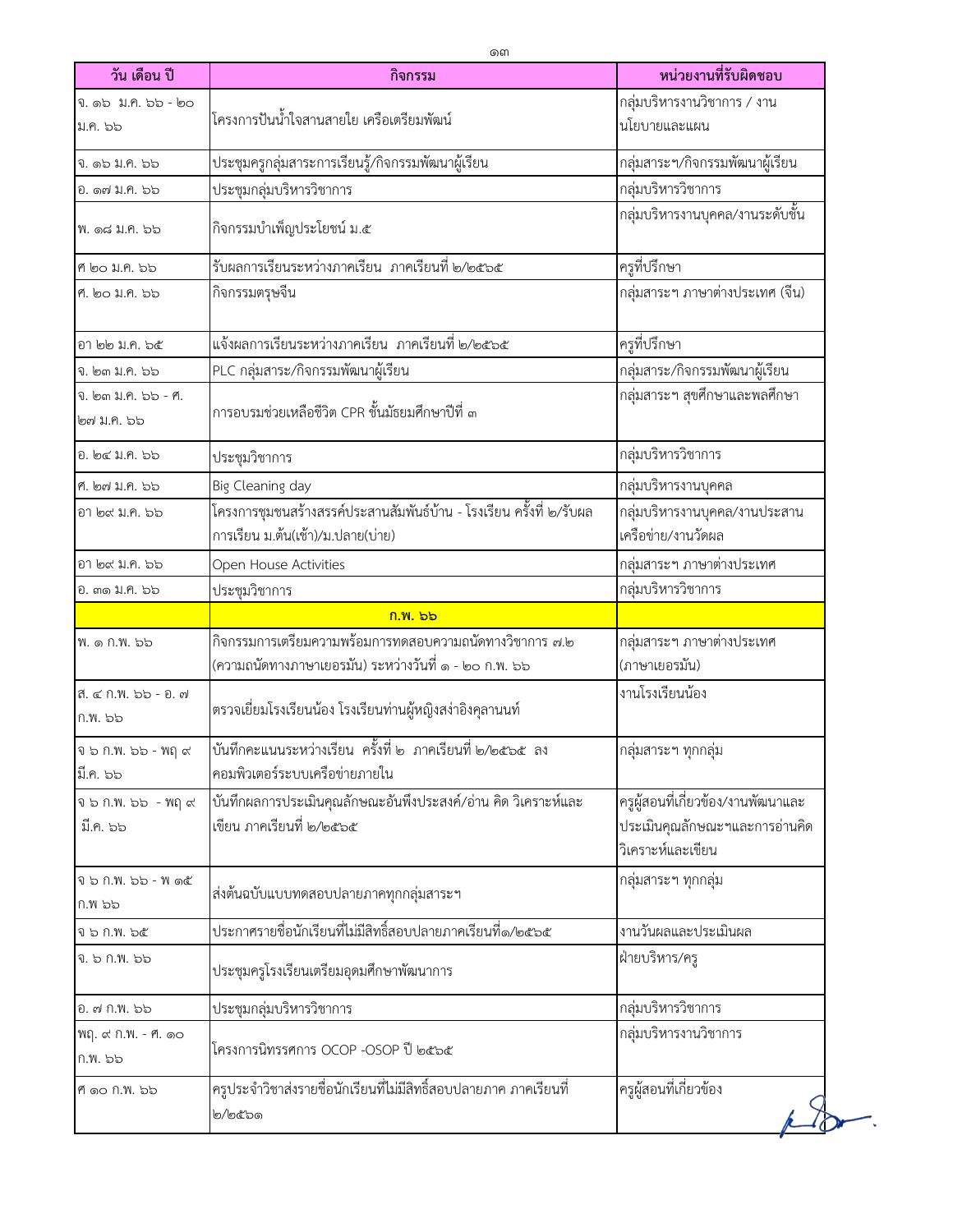| วัน เดือน ปี | กิจกรรม | หน่วยงานที่รับผิดชอบ |
| --- | --- | --- |
| จ. ๑๖ ม.ค. ๖๖ - ๒๐ ม.ค. ๖๖ | โครงการปันน้ำใจสานสายใย เครือเตรียมพัฒน์ | กลุ่มบริหารงานวิชาการ / งานนโยบายและแผน |
| จ. ๑๖ ม.ค. ๖๖ | ประชุมครูกลุ่มสาระการเรียนรู้/กิจกรรมพัฒนาผู้เรียน | กลุ่มสาระฯ/กิจกรรมพัฒนาผู้เรียน |
| อ. ๑๗ ม.ค. ๖๖ | ประชุมกลุ่มบริหารวิชาการ | กลุ่มบริหารวิชาการ |
| พ. ๑๘ ม.ค. ๖๖ | กิจกรรมบำเพ็ญประโยชน์ ม.๕ | กลุ่มบริหารงานบุคคล/งานระดับชั้น |
| ศ ๒๐ ม.ค. ๖๖ | รับผลการเรียนระหว่างภาคเรียน ภาคเรียนที่ ๒/๒๕๖๕ | ครูที่ปรึกษา |
| ศ. ๒๐ ม.ค. ๖๖ | กิจกรรมตรุษจีน | กลุ่มสาระฯ ภาษาต่างประเทศ (จีน) |
| อา ๒๒ ม.ค. ๖๕ | แจ้งผลการเรียนระหว่างภาคเรียน ภาคเรียนที่ ๒/๒๕๖๕ | ครูที่ปรึกษา |
| จ. ๒๓ ม.ค. ๖๖ | PLC กลุ่มสาระ/กิจกรรมพัฒนาผู้เรียน | กลุ่มสาระ/กิจกรรมพัฒนาผู้เรียน |
| จ. ๒๓ ม.ค. ๖๖ - ศ. ๒๗ ม.ค. ๖๖ | การอบรมช่วยเหลือชีวิต CPR ชั้นมัธยมศึกษาปีที่ ๓ | กลุ่มสาระฯ สุขศึกษาและพลศึกษา |
| อ. ๒๔ ม.ค. ๖๖ | ประชุมวิชาการ | กลุ่มบริหารวิชาการ |
| ศ. ๒๗ ม.ค. ๖๖ | Big Cleaning day | กลุ่มบริหารงานบุคคล |
| อา ๒๙ ม.ค. ๖๖ | โครงการชุมชนสร้างสรรค์ประสานสัมพันธ์บ้าน - โรงเรียน ครั้งที่ ๒/รับผลการเรียน ม.ต้น(เช้า)/ม.ปลาย(บ่าย) | กลุ่มบริหารงานบุคคล/งานประสานเครือข่าย/งานวัดผล |
| อา ๒๙ ม.ค. ๖๖ | Open House Activities | กลุ่มสาระฯ ภาษาต่างประเทศ |
| อ. ๓๑ ม.ค. ๖๖ | ประชุมวิชาการ | กลุ่มบริหารวิชาการ |
| | **ก.พ. ๖๖** | |
| พ. ๑ ก.พ. ๖๖ | กิจกรรมการเตรียมความพร้อมการทดสอบความถนัดทางวิชาการ ๗.๒ (ความถนัดทางภาษาเยอรมัน) ระหว่างวันที่ ๑ - ๒๐ ก.พ. ๖๖ | กลุ่มสาระฯ ภาษาต่างประเทศ (ภาษาเยอรมัน) |
| ส. ๔ ก.พ. ๖๖ - อ. ๗ ก.พ. ๖๖ | ตรวจเยี่ยมโรงเรียนน้อง โรงเรียนท่านผู้หญิงสง่าอิงคุลานนท์ | งานโรงเรียนน้อง |
| จ ๖ ก.พ. ๖๖ - พฤ ๙ มี.ค. ๖๖ | บันทึกคะแนนระหว่างเรียน ครั้งที่ ๒ ภาคเรียนที่ ๒/๒๕๖๕ ลงคอมพิวเตอร์ระบบเครือข่ายภายใน | กลุ่มสาระฯ ทุกกลุ่ม |
| จ ๖ ก.พ. ๖๖ - พฤ ๙ มี.ค. ๖๖ | บันทึกผลการประเมินคุณลักษณะอันพึงประสงค์/อ่าน คิด วิเคราะห์และเขียน ภาคเรียนที่ ๒/๒๕๖๕ | ครูผู้สอนที่เกี่ยวข้อง/งานพัฒนาและประเมินคุณลักษณะฯและการอ่านคิดวิเคราะห์และเขียน |
| จ ๖ ก.พ. ๖๖ - พ ๑๕ ก.พ ๖๖ | ส่งต้นฉบับแบบทดสอบปลายภาคทุกกลุ่มสาระฯ | กลุ่มสาระฯ ทุกกลุ่ม |
| จ ๖ ก.พ. ๖๕ | ประกาศรายชื่อนักเรียนที่ไม่มีสิทธิ์สอบปลายภาคเรียนที่๑/๒๕๖๕ | งานวัดผลและประเมินผล |
| จ. ๖ ก.พ. ๖๖ | ประชุมครูโรงเรียนเตรียมอุดมศึกษาพัฒนาการ | ฝ่ายบริหาร/ครู |
| อ. ๗ ก.พ. ๖๖ | ประชุมกลุ่มบริหารวิชาการ | กลุ่มบริหารวิชาการ |
| พฤ. ๙ ก.พ. - ศ. ๑๐ ก.พ. ๖๖ | โครงการนิทรรศการ OCOP -OSOP ปี ๒๕๖๕ | กลุ่มบริหารงานวิชาการ |
| ศ ๑๐ ก.พ. ๖๖ | ครูประจำวิชาส่งรายชื่อนักเรียนที่ไม่มีสิทธิ์สอบปลายภาค ภาคเรียนที่ ๒/๒๕๖๑ | ครูผู้สอนที่เกี่ยวข้อง |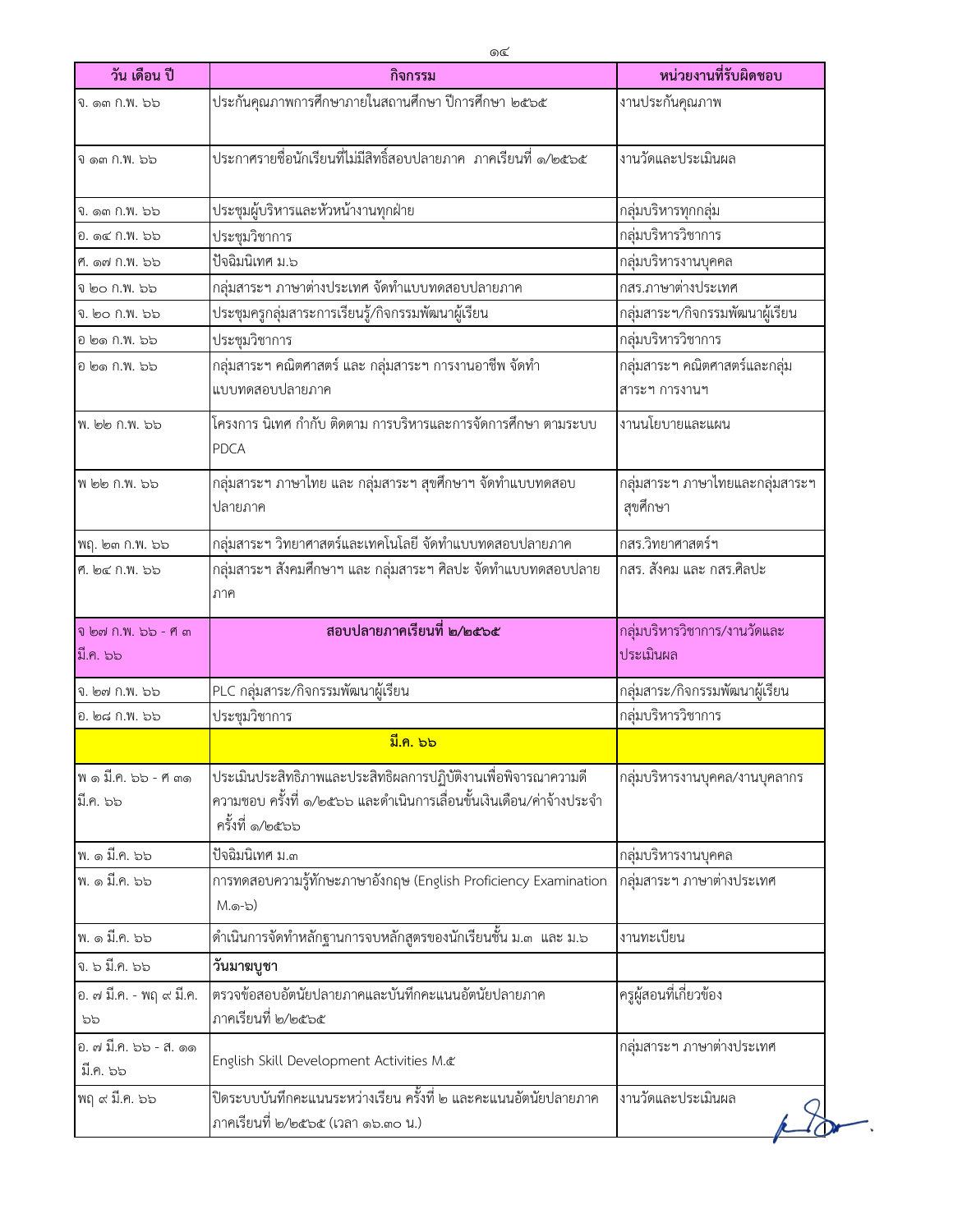| วัน เดือน ปี | กิจกรรม | หน่วยงานที่รับผิดชอบ |
|---|---|---|
| จ. ๑๓ ก.พ. ๖๖ | ประกันคุณภาพการศึกษาภายในสถานศึกษา ปีการศึกษา ๒๕๖๕ | งานประกันคุณภาพ |
| จ ๑๓ ก.พ. ๖๖ | ประกาศรายชื่อนักเรียนที่ไม่มีสิทธิ์สอบปลายภาค ภาคเรียนที่ ๑/๒๕๖๕ | งานวัดและประเมินผล |
| จ. ๑๓ ก.พ. ๖๖ | ประชุมผู้บริหารและหัวหน้างานทุกฝ่าย | กลุ่มบริหารทุกกลุ่ม |
| อ. ๑๔ ก.พ. ๖๖ | ประชุมวิชาการ | กลุ่มบริหารวิชาการ |
| ศ. ๑๗ ก.พ. ๖๖ | ปัจฉิมนิเทศ ม.๖ | กลุ่มบริหารงานบุคคล |
| จ ๒๐ ก.พ. ๖๖ | กลุ่มสาระฯ ภาษาต่างประเทศ จัดทำแบบทดสอบปลายภาค | กสร.ภาษาต่างประเทศ |
| จ. ๒๐ ก.พ. ๖๖ | ประชุมครูกลุ่มสาระการเรียนรู้/กิจกรรมพัฒนาผู้เรียน | กลุ่มสาระฯ/กิจกรรมพัฒนาผู้เรียน |
| อ ๒๑ ก.พ. ๖๖ | ประชุมวิชาการ | กลุ่มบริหารวิชาการ |
| อ ๒๑ ก.พ. ๖๖ | กลุ่มสาระฯ คณิตศาสตร์ และ กลุ่มสาระฯ การงานอาชีพ จัดทำแบบทดสอบปลายภาค | กลุ่มสาระฯ คณิตศาสตร์และกลุ่มสาระฯ การงานฯ |
| พ. ๒๒ ก.พ. ๖๖ | โครงการ นิเทศ กำกับ ติดตาม การบริหารและการจัดการศึกษา ตามระบบ PDCA | งานนโยบายและแผน |
| พ ๒๒ ก.พ. ๖๖ | กลุ่มสาระฯ ภาษาไทย และ กลุ่มสาระฯ สุขศึกษาฯ จัดทำแบบทดสอบปลายภาค | กลุ่มสาระฯ ภาษาไทยและกลุ่มสาระฯ สุขศึกษา |
| พฤ. ๒๓ ก.พ. ๖๖ | กลุ่มสาระฯ วิทยาศาสตร์และเทคโนโลยี จัดทำแบบทดสอบปลายภาค | กสร.วิทยาศาสตร์ฯ |
| ศ. ๒๔ ก.พ. ๖๖ | กลุ่มสาระฯ สังคมศึกษาฯ และ กลุ่มสาระฯ ศิลปะ จัดทำแบบทดสอบปลายภาค | กสร. สังคม และ กสร.ศิลปะ |
| จ ๒๗ ก.พ. ๖๖ - ศ ๓ มี.ค. ๖๖ | **สอบปลายภาคเรียนที่ ๒/๒๕๖๕** | กลุ่มบริหารวิชาการ/งานวัดและประเมินผล |
| จ. ๒๗ ก.พ. ๖๖ | PLC กลุ่มสาระ/กิจกรรมพัฒนาผู้เรียน | กลุ่มสาระ/กิจกรรมพัฒนาผู้เรียน |
| อ. ๒๘ ก.พ. ๖๖ | ประชุมวิชาการ | กลุ่มบริหารวิชาการ |
| | **มี.ค. ๖๖** | |
| พ ๑ มี.ค. ๖๖ - ศ ๓๑ มี.ค. ๖๖ | ประเมินประสิทธิภาพและประสิทธิผลการปฏิบัติงานเพื่อพิจารณาความดีความชอบ ครั้งที่ ๑/๒๕๖๖ และดำเนินการเลื่อนขั้นเงินเดือน/ค่าจ้างประจำ ครั้งที่ ๑/๒๕๖๖ | กลุ่มบริหารงานบุคคล/งานบุคลากร |
| พ. ๑ มี.ค. ๖๖ | ปัจฉิมนิเทศ ม.๓ | กลุ่มบริหารงานบุคคล |
| พ. ๑ มี.ค. ๖๖ | การทดสอบความรู้ทักษะภาษาอังกฤษ (English Proficiency Examination M.๑-๖) | กลุ่มสาระฯ ภาษาต่างประเทศ |
| พ. ๑ มี.ค. ๖๖ | ดำเนินการจัดทำหลักฐานการจบหลักสูตรของนักเรียนชั้น ม.๓ และ ม.๖ | งานทะเบียน |
| จ. ๖ มี.ค. ๖๖ | **วันมาฆบูชา** | |
| อ. ๗ มี.ค. - พฤ ๙ มี.ค. ๖๖ | ตรวจข้อสอบอัตนัยปลายภาคและบันทึกคะแนนอัตนัยปลายภาค ภาคเรียนที่ ๒/๒๕๖๕ | ครูผู้สอนที่เกี่ยวข้อง |
| อ. ๗ มี.ค. ๖๖ - ส. ๑๑ มี.ค. ๖๖ | English Skill Development Activities M.๕ | กลุ่มสาระฯ ภาษาต่างประเทศ |
| พฤ ๙ มี.ค. ๖๖ | ปิดระบบบันทึกคะแนนระหว่างเรียน ครั้งที่ ๒ และคะแนนอัตนัยปลายภาค ภาคเรียนที่ ๒/๒๕๖๕ (เวลา ๑๖.๓๐ น.) | งานวัดและประเมินผล |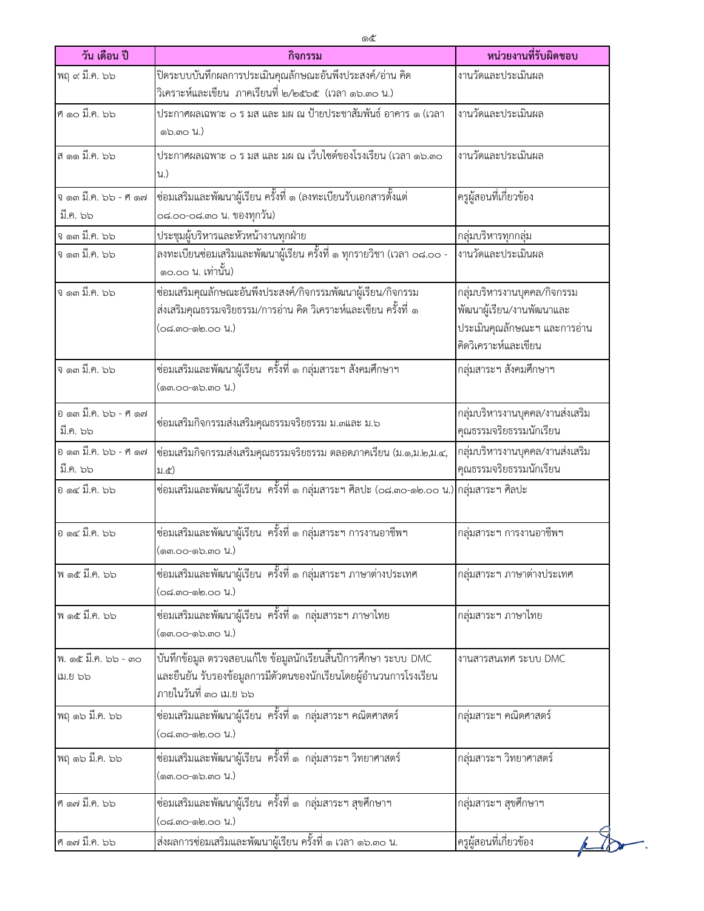| วัน เดือน ปี | กิจกรรม | หน่วยงานที่รับผิดชอบ |
| --- | --- | --- |
| พฤ ๙ มี.ค. ๖๖ | ปิดระบบบันทึกผลการประเมินคุณลักษณะอันพึงประสงค์/อ่าน คิด วิเคราะห์และเขียน ภาคเรียนที่ ๒/๒๕๖๕ (เวลา ๑๖.๓๐ น.) | งานวัดและประเมินผล |
| ศ ๑๐ มี.ค. ๖๖ | ประกาศผลเฉพาะ ๐ ร มส และ มผ ณ ป้ายประชาสัมพันธ์ อาคาร ๑ (เวลา ๑๖.๓๐ น.) | งานวัดและประเมินผล |
| ส ๑๑ มี.ค. ๖๖ | ประกาศผลเฉพาะ ๐ ร มส และ มผ ณ เว็บไซต์ของโรงเรียน (เวลา ๑๖.๓๐ น.) | งานวัดและประเมินผล |
| จ ๑๓ มี.ค. ๖๖ - ศ ๑๗ มี.ค. ๖๖ | ซ่อมเสริมและพัฒนาผู้เรียน ครั้งที่ ๑ (ลงทะเบียนรับเอกสารตั้งแต่ ๐๘.๐๐-๐๘.๓๐ น. ของทุกวัน) | ครูผู้สอนที่เกี่ยวข้อง |
| จ ๑๓ มี.ค. ๖๖ | ประชุมผู้บริหารและหัวหน้างานทุกฝ่าย | กลุ่มบริหารทุกกลุ่ม |
| จ ๑๓ มี.ค. ๖๖ | ลงทะเบียนซ่อมเสริมและพัฒนาผู้เรียน ครั้งที่ ๑ ทุกรายวิชา (เวลา ๐๘.๐๐ - ๑๐.๐๐ น. เท่านั้น) | งานวัดและประเมินผล |
| จ ๑๓ มี.ค. ๖๖ | ซ่อมเสริมคุณลักษณะอันพึงประสงค์/กิจกรรมพัฒนาผู้เรียน/กิจกรรมส่งเสริมคุณธรรมจริยธรรม/การอ่าน คิด วิเคราะห์และเขียน ครั้งที่ ๑ (๐๘.๓๐-๑๒.๐๐ น.) | กลุ่มบริหารงานบุคคล/กิจกรรมพัฒนาผู้เรียน/งานพัฒนาและประเมินคุณลักษณะฯ และการอ่านคิดวิเคราะห์และเขียน |
| จ ๑๓ มี.ค. ๖๖ | ซ่อมเสริมและพัฒนาผู้เรียน ครั้งที่ ๑ กลุ่มสาระฯ สังคมศึกษาฯ (๑๓.๐๐-๑๖.๓๐ น.) | กลุ่มสาระฯ สังคมศึกษาฯ |
| อ ๑๓ มี.ค. ๖๖ - ศ ๑๗ มี.ค. ๖๖ | ซ่อมเสริมกิจกรรมส่งเสริมคุณธรรมจริยธรรม ม.๓และ ม.๖ | กลุ่มบริหารงานบุคคล/งานส่งเสริมคุณธรรมจริยธรรมนักเรียน |
| อ ๑๓ มี.ค. ๖๖ - ศ ๑๗ มี.ค. ๖๖ | ซ่อมเสริมกิจกรรมส่งเสริมคุณธรรมจริยธรรม ตลอดภาคเรียน (ม.๑,ม.๒,ม.๔, ม.๕) | กลุ่มบริหารงานบุคคล/งานส่งเสริมคุณธรรมจริยธรรมนักเรียน |
| อ ๑๔ มี.ค. ๖๖ | ซ่อมเสริมและพัฒนาผู้เรียน ครั้งที่ ๑ กลุ่มสาระฯ ศิลปะ (๐๘.๓๐-๑๒.๐๐ น.) | กลุ่มสาระฯ ศิลปะ |
| อ ๑๔ มี.ค. ๖๖ | ซ่อมเสริมและพัฒนาผู้เรียน ครั้งที่ ๑ กลุ่มสาระฯ การงานอาชีพฯ (๑๓.๐๐-๑๖.๓๐ น.) | กลุ่มสาระฯ การงานอาชีพฯ |
| พ ๑๕ มี.ค. ๖๖ | ซ่อมเสริมและพัฒนาผู้เรียน ครั้งที่ ๑ กลุ่มสาระฯ ภาษาต่างประเทศ (๐๘.๓๐-๑๒.๐๐ น.) | กลุ่มสาระฯ ภาษาต่างประเทศ |
| พ ๑๕ มี.ค. ๖๖ | ซ่อมเสริมและพัฒนาผู้เรียน ครั้งที่ ๑ กลุ่มสาระฯ ภาษาไทย (๑๓.๐๐-๑๖.๓๐ น.) | กลุ่มสาระฯ ภาษาไทย |
| พ. ๑๕ มี.ค. ๖๖ - ๓๐ เม.ย ๖๖ | บันทึกข้อมูล ตรวจสอบแก้ไข ข้อมูลนักเรียนสิ้นปีการศึกษา ระบบ DMC และยืนยัน รับรองข้อมูลการมีตัวตนของนักเรียนโดยผู้อำนวนการโรงเรียนภายในวันที่ ๓๐ เม.ย ๖๖ | งานสารสนเทศ ระบบ DMC |
| พฤ ๑๖ มี.ค. ๖๖ | ซ่อมเสริมและพัฒนาผู้เรียน ครั้งที่ ๑ กลุ่มสาระฯ คณิตศาสตร์ (๐๘.๓๐-๑๒.๐๐ น.) | กลุ่มสาระฯ คณิตศาสตร์ |
| พฤ ๑๖ มี.ค. ๖๖ | ซ่อมเสริมและพัฒนาผู้เรียน ครั้งที่ ๑ กลุ่มสาระฯ วิทยาศาสตร์ (๑๓.๐๐-๑๖.๓๐ น.) | กลุ่มสาระฯ วิทยาศาสตร์ |
| ศ ๑๗ มี.ค. ๖๖ | ซ่อมเสริมและพัฒนาผู้เรียน ครั้งที่ ๑ กลุ่มสาระฯ สุขศึกษาฯ (๐๘.๓๐-๑๒.๐๐ น.) | กลุ่มสาระฯ สุขศึกษาฯ |
| ศ ๑๗ มี.ค. ๖๖ | ส่งผลการซ่อมเสริมและพัฒนาผู้เรียน ครั้งที่ ๑ เวลา ๑๖.๓๐ น. | ครูผู้สอนที่เกี่ยวข้อง |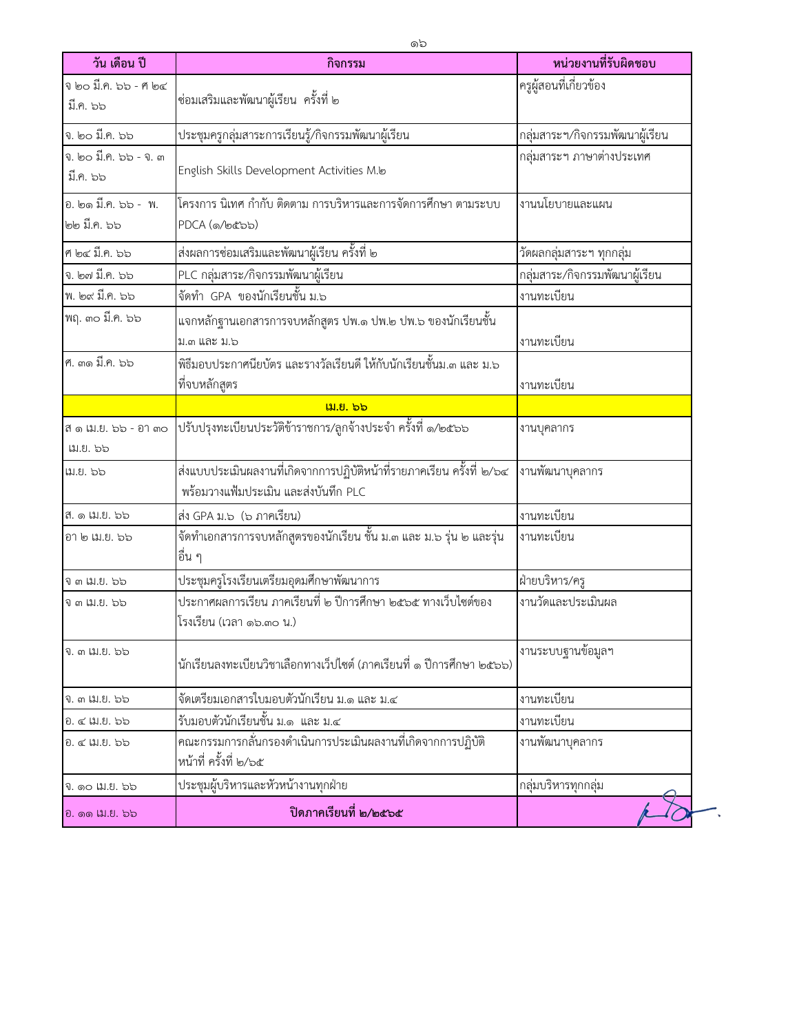| วัน เดือน ปี | กิจกรรม | หน่วยงานที่รับผิดชอบ |
|---|---|---|
| จ ๒๐ มี.ค. ๖๖ - ศ ๒๔ มี.ค. ๖๖ | ซ่อมเสริมและพัฒนาผู้เรียน ครั้งที่ ๒ | ครูผู้สอนที่เกี่ยวข้อง |
| จ. ๒๐ มี.ค. ๖๖ | ประชุมครูกลุ่มสาระการเรียนรู้/กิจกรรมพัฒนาผู้เรียน | กลุ่มสาระฯ/กิจกรรมพัฒนาผู้เรียน |
| จ. ๒๐ มี.ค. ๖๖ - จ. ๓ มี.ค. ๖๖ | English Skills Development Activities M.๒ | กลุ่มสาระฯ ภาษาต่างประเทศ |
| อ. ๒๑ มี.ค. ๖๖ - พ. ๒๒ มี.ค. ๖๖ | โครงการ นิเทศ กำกับ ติดตาม การบริหารและการจัดการศึกษา ตามระบบ PDCA (๑/๒๕๖๖) | งานนโยบายและแผน |
| ศ ๒๔ มี.ค. ๖๖ | ส่งผลการซ่อมเสริมและพัฒนาผู้เรียน ครั้งที่ ๒ | วัดผลกลุ่มสาระฯ ทุกกลุ่ม |
| จ. ๒๗ มี.ค. ๖๖ | PLC กลุ่มสาระ/กิจกรรมพัฒนาผู้เรียน | กลุ่มสาระ/กิจกรรมพัฒนาผู้เรียน |
| พ. ๒๙ มี.ค. ๖๖ | จัดทำ GPA ของนักเรียนชั้น ม.๖ | งานทะเบียน |
| พฤ. ๓๐ มี.ค. ๖๖ | แจกหลักฐานเอกสารการจบหลักสูตร ปพ.๑ ปพ.๒ ปพ.๖ ของนักเรียนชั้น ม.๓ และ ม.๖ | งานทะเบียน |
| ศ. ๓๑ มี.ค. ๖๖ | พิธีมอบประกาศนียบัตร และรางวัลเรียนดี ให้กับนักเรียนชั้นม.๓ และ ม.๖ ที่จบหลักสูตร | งานทะเบียน |
| | **เม.ย. ๖๖** | |
| ส ๑ เม.ย. ๖๖ - อา ๓๐ เม.ย. ๖๖ | ปรับปรุงทะเบียนประวัติข้าราชการ/ลูกจ้างประจำ ครั้งที่ ๑/๒๕๖๖ | งานบุคลากร |
| เม.ย. ๖๖ | ส่งแบบประเมินผลงานที่เกิดจากการปฏิบัติหน้าที่รายภาคเรียน ครั้งที่ ๒/๖๔ พร้อมวางแฟ้มประเมิน และส่งบันทึก PLC | งานพัฒนาบุคลากร |
| ส. ๑ เม.ย. ๖๖ | ส่ง GPA ม.๖ (๖ ภาคเรียน) | งานทะเบียน |
| อา ๒ เม.ย. ๖๖ | จัดทำเอกสารการจบหลักสูตรของนักเรียน ชั้น ม.๓ และ ม.๖ รุ่น ๒ และรุ่นอื่น ๆ | งานทะเบียน |
| จ ๓ เม.ย. ๖๖ | ประชุมครูโรงเรียนเตรียมอุดมศึกษาพัฒนาการ | ฝ่ายบริหาร/ครู |
| จ ๓ เม.ย. ๖๖ | ประกาศผลการเรียน ภาคเรียนที่ ๒ ปีการศึกษา ๒๕๖๕ ทางเว็บไซต์ของโรงเรียน (เวลา ๑๖.๓๐ น.) | งานวัดและประเมินผล |
| จ. ๓ เม.ย. ๖๖ | นักเรียนลงทะเบียนวิชาเลือกทางเว็บไซต์ (ภาคเรียนที่ ๑ ปีการศึกษา ๒๕๖๖) | งานระบบฐานข้อมูลฯ |
| จ. ๓ เม.ย. ๖๖ | จัดเตรียมเอกสารใบมอบตัวนักเรียน ม.๑ และ ม.๔ | งานทะเบียน |
| อ. ๔ เม.ย. ๖๖ | รับมอบตัวนักเรียนชั้น ม.๑ และ ม.๔ | งานทะเบียน |
| อ. ๔ เม.ย. ๖๖ | คณะกรรมการกลั่นกรองดำเนินการประเมินผลงานที่เกิดจากการปฏิบัติหน้าที่ ครั้งที่ ๒/๖๕ | งานพัฒนาบุคลากร |
| จ. ๑๐ เม.ย. ๖๖ | ประชุมผู้บริหารและหัวหน้างานทุกฝ่าย | กลุ่มบริหารทุกกลุ่ม |
| อ. ๑๑ เม.ย. ๖๖ | **ปิดภาคเรียนที่ ๒/๒๕๖๕** | |